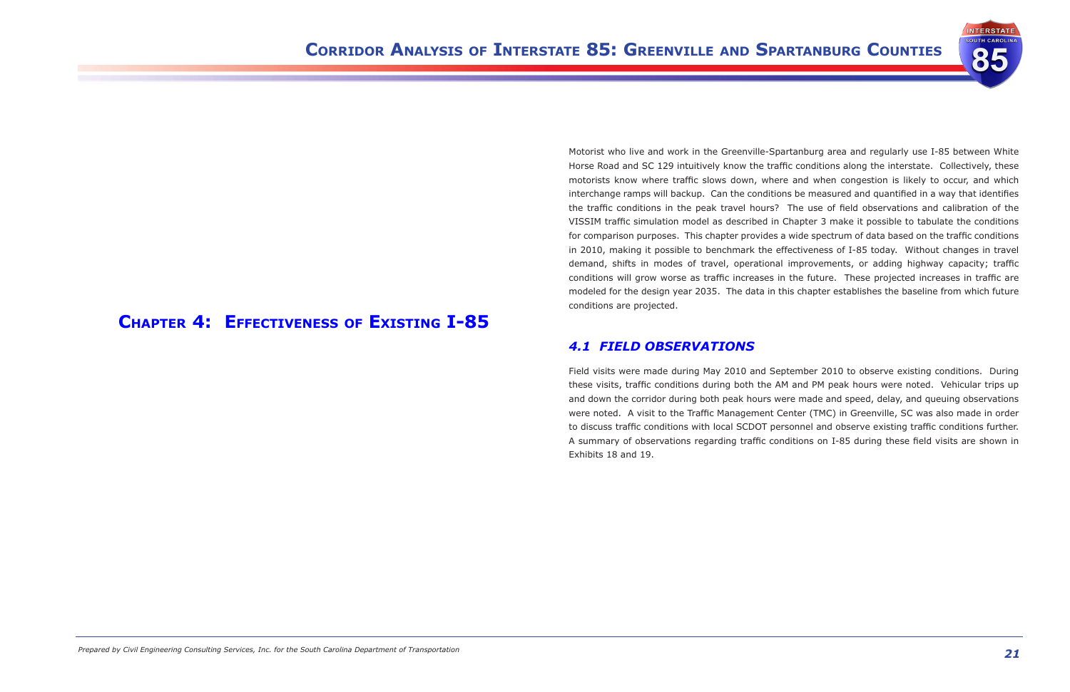# Chapter 4: Effectiveness of Existing I-85

Motorist who live and work in the Greenville-Spartanburg area and regularly use I-85 between White Horse Road and SC 129 intuitively know the traffic conditions along the interstate. Collectively, these motorists know where traffic slows down, where and when congestion is likely to occur, and which interchange ramps will backup. Can the conditions be measured and quantified in a way that identifies the traffic conditions in the peak travel hours? The use of field observations and calibration of the VISSIM traffic simulation model as described in Chapter 3 make it possible to tabulate the conditions for comparison purposes. This chapter provides a wide spectrum of data based on the traffic conditions in 2010, making it possible to benchmark the effectiveness of I-85 today. Without changes in travel demand, shifts in modes of travel, operational improvements, or adding highway capacity; traffic conditions will grow worse as traffic increases in the future. These projected increases in traffic are modeled for the design year 2035. The data in this chapter establishes the baseline from which future conditions are projected.

## *4.1 FIELD OBSERVATIONS*

Field visits were made during May 2010 and September 2010 to observe existing conditions. During these visits, traffic conditions during both the AM and PM peak hours were noted. Vehicular trips up and down the corridor during both peak hours were made and speed, delay, and queuing observations were noted. A visit to the Traffic Management Center (TMC) in Greenville, SC was also made in order to discuss traffic conditions with local SCDOT personnel and observe existing traffic conditions further. A summary of observations regarding traffic conditions on I-85 during these field visits are shown in Exhibits 18 and 19.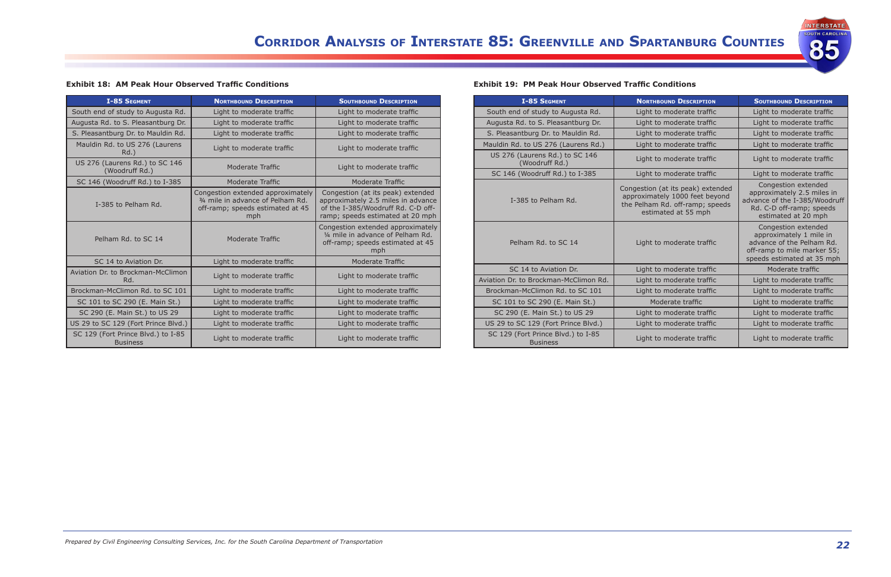**Exhibit 18: AM Peak Hour Observed Traffic Conditions**

| I-85 Segment | Northbound Description | Southbound Description |
|---|---|---|
| South end of study to Augusta Rd. | Light to moderate traffic | Light to moderate traffic |
| Augusta Rd. to S. Pleasantburg Dr. | Light to moderate traffic | Light to moderate traffic |
| S. Pleasantburg Dr. to Mauldin Rd. | Light to moderate traffic | Light to moderate traffic |
| Mauldin Rd. to US 276 (Laurens Rd.) | Light to moderate traffic | Light to moderate traffic |
| US 276 (Laurens Rd.) to SC 146 (Woodruff Rd.) | Moderate Traffic | Light to moderate traffic |
| SC 146 (Woodruff Rd.) to I-385 | Moderate Traffic | Moderate Traffic |
| I-385 to Pelham Rd. | Congestion extended approximately ¾ mile in advance of Pelham Rd. off-ramp; speeds estimated at 45 mph | Congestion (at its peak) extended approximately 2.5 miles in advance of the I-385/Woodruff Rd. C-D off-ramp; speeds estimated at 20 mph |
| Pelham Rd. to SC 14 | Moderate Traffic | Congestion extended approximately ¼ mile in advance of Pelham Rd. off-ramp; speeds estimated at 45 mph |
| SC 14 to Aviation Dr. | Light to moderate traffic | Moderate Traffic |
| Aviation Dr. to Brockman-McClimon Rd. | Light to moderate traffic | Light to moderate traffic |
| Brockman-McClimon Rd. to SC 101 | Light to moderate traffic | Light to moderate traffic |
| SC 101 to SC 290 (E. Main St.) | Light to moderate traffic | Light to moderate traffic |
| SC 290 (E. Main St.) to US 29 | Light to moderate traffic | Light to moderate traffic |
| US 29 to SC 129 (Fort Prince Blvd.) | Light to moderate traffic | Light to moderate traffic |
| SC 129 (Fort Prince Blvd.) to I-85 Business | Light to moderate traffic | Light to moderate traffic |

**Exhibit 19: PM Peak Hour Observed Traffic Conditions**

| I-85 Segment | Northbound Description | Southbound Description |
|---|---|---|
| South end of study to Augusta Rd. | Light to moderate traffic | Light to moderate traffic |
| Augusta Rd. to S. Pleasantburg Dr. | Light to moderate traffic | Light to moderate traffic |
| S. Pleasantburg Dr. to Mauldin Rd. | Light to moderate traffic | Light to moderate traffic |
| Mauldin Rd. to US 276 (Laurens Rd.) | Light to moderate traffic | Light to moderate traffic |
| US 276 (Laurens Rd.) to SC 146 (Woodruff Rd.) | Light to moderate traffic | Light to moderate traffic |
| SC 146 (Woodruff Rd.) to I-385 | Light to moderate traffic | Light to moderate traffic |
| I-385 to Pelham Rd. | Congestion (at its peak) extended approximately 1000 feet beyond the Pelham Rd. off-ramp; speeds estimated at 55 mph | Congestion extended approximately 2.5 miles in advance of the I-385/Woodruff Rd. C-D off-ramp; speeds estimated at 20 mph |
| Pelham Rd. to SC 14 | Light to moderate traffic | Congestion extended approximately 1 mile in advance of the Pelham Rd. off-ramp to mile marker 55; speeds estimated at 35 mph |
| SC 14 to Aviation Dr. | Light to moderate traffic | Moderate traffic |
| Aviation Dr. to Brockman-McClimon Rd. | Light to moderate traffic | Light to moderate traffic |
| Brockman-McClimon Rd. to SC 101 | Light to moderate traffic | Light to moderate traffic |
| SC 101 to SC 290 (E. Main St.) | Moderate traffic | Light to moderate traffic |
| SC 290 (E. Main St.) to US 29 | Light to moderate traffic | Light to moderate traffic |
| US 29 to SC 129 (Fort Prince Blvd.) | Light to moderate traffic | Light to moderate traffic |
| SC 129 (Fort Prince Blvd.) to I-85 Business | Light to moderate traffic | Light to moderate traffic |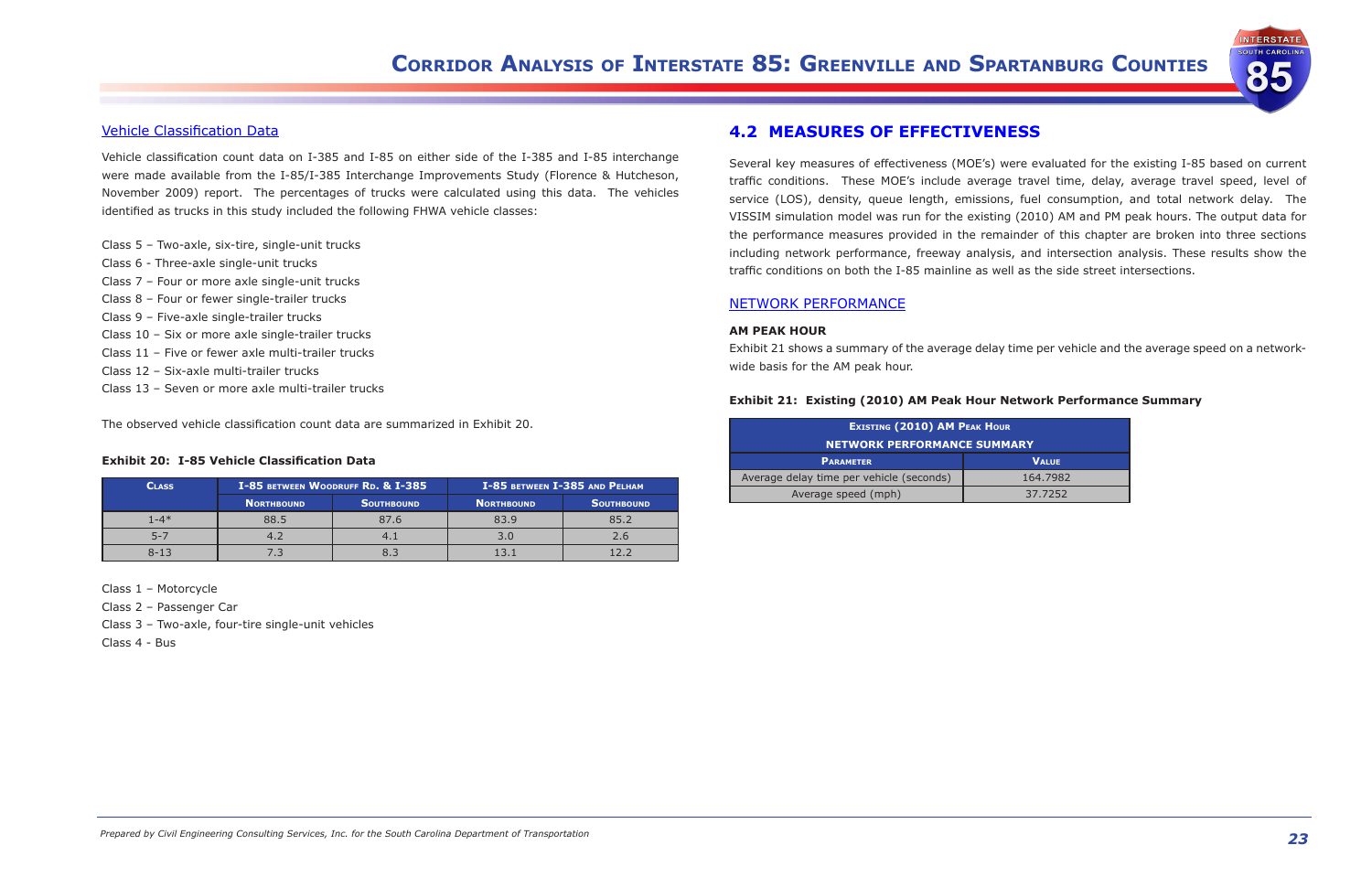### Vehicle Classification Data

Vehicle classification count data on I-385 and I-85 on either side of the I-385 and I-85 interchange were made available from the I-85/I-385 Interchange Improvements Study (Florence & Hutcheson, November 2009) report. The percentages of trucks were calculated using this data. The vehicles identified as trucks in this study included the following FHWA vehicle classes:

Class 5 – Two-axle, six-tire, single-unit trucks
Class 6 - Three-axle single-unit trucks
Class 7 – Four or more axle single-unit trucks
Class 8 – Four or fewer single-trailer trucks
Class 9 – Five-axle single-trailer trucks
Class 10 – Six or more axle single-trailer trucks
Class 11 – Five or fewer axle multi-trailer trucks
Class 12 – Six-axle multi-trailer trucks
Class 13 – Seven or more axle multi-trailer trucks

The observed vehicle classification count data are summarized in Exhibit 20.

**Exhibit 20: I-85 Vehicle Classification Data**

| Class | I-85 between Woodruff Rd. & I-385 | | I-85 between I-385 and Pelham | |
|---|---|---|---|---|
| | Northbound | Southbound | Northbound | Southbound |
| 1-4* | 88.5 | 87.6 | 83.9 | 85.2 |
| 5-7 | 4.2 | 4.1 | 3.0 | 2.6 |
| 8-13 | 7.3 | 8.3 | 13.1 | 12.2 |

Class 1 – Motorcycle
Class 2 – Passenger Car
Class 3 – Two-axle, four-tire single-unit vehicles
Class 4 - Bus

## 4.2 MEASURES OF EFFECTIVENESS

Several key measures of effectiveness (MOE's) were evaluated for the existing I-85 based on current traffic conditions. These MOE's include average travel time, delay, average travel speed, level of service (LOS), density, queue length, emissions, fuel consumption, and total network delay. The VISSIM simulation model was run for the existing (2010) AM and PM peak hours. The output data for the performance measures provided in the remainder of this chapter are broken into three sections including network performance, freeway analysis, and intersection analysis. These results show the traffic conditions on both the I-85 mainline as well as the side street intersections.

### NETWORK PERFORMANCE

**AM PEAK HOUR**

Exhibit 21 shows a summary of the average delay time per vehicle and the average speed on a network-wide basis for the AM peak hour.

**Exhibit 21: Existing (2010) AM Peak Hour Network Performance Summary**

| Existing (2010) AM Peak Hour Network Performance Summary | |
|---|---|
| Parameter | Value |
| Average delay time per vehicle (seconds) | 164.7982 |
| Average speed (mph) | 37.7252 |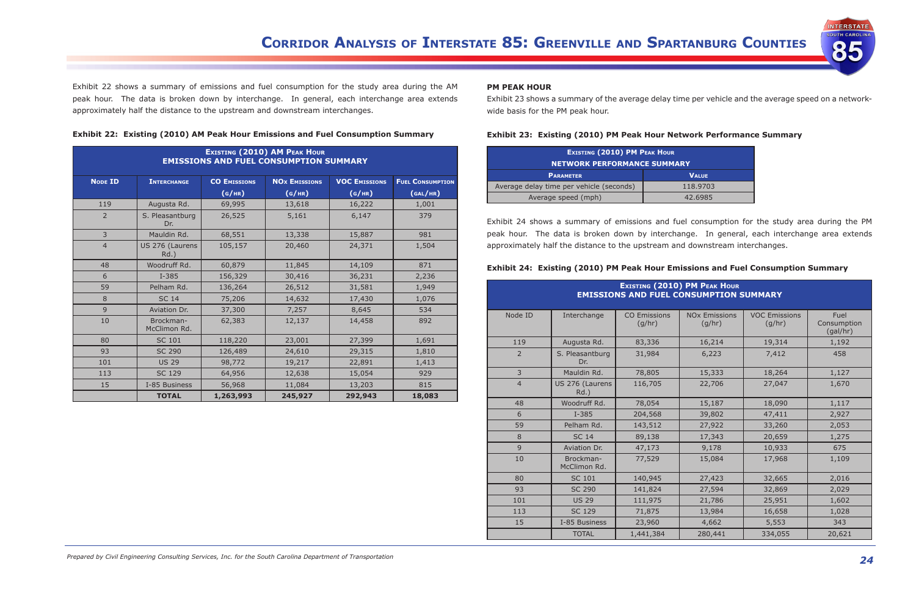Exhibit 22 shows a summary of emissions and fuel consumption for the study area during the AM peak hour. The data is broken down by interchange. In general, each interchange area extends approximately half the distance to the upstream and downstream interchanges.

**Exhibit 22: Existing (2010) AM Peak Hour Emissions and Fuel Consumption Summary**

| Existing (2010) AM Peak Hour Emissions and Fuel Consumption Summary | | | | | |
|---|---|---|---|---|---|
| Node ID | Interchange | CO Emissions (g/hr) | NOx Emissions (g/hr) | VOC Emissions (g/hr) | Fuel Consumption (gal/hr) |
| 119 | Augusta Rd. | 69,995 | 13,618 | 16,222 | 1,001 |
| 2 | S. Pleasantburg Dr. | 26,525 | 5,161 | 6,147 | 379 |
| 3 | Mauldin Rd. | 68,551 | 13,338 | 15,887 | 981 |
| 4 | US 276 (Laurens Rd.) | 105,157 | 20,460 | 24,371 | 1,504 |
| 48 | Woodruff Rd. | 60,879 | 11,845 | 14,109 | 871 |
| 6 | I-385 | 156,329 | 30,416 | 36,231 | 2,236 |
| 59 | Pelham Rd. | 136,264 | 26,512 | 31,581 | 1,949 |
| 8 | SC 14 | 75,206 | 14,632 | 17,430 | 1,076 |
| 9 | Aviation Dr. | 37,300 | 7,257 | 8,645 | 534 |
| 10 | Brockman-McClimon Rd. | 62,383 | 12,137 | 14,458 | 892 |
| 80 | SC 101 | 118,220 | 23,001 | 27,399 | 1,691 |
| 93 | SC 290 | 126,489 | 24,610 | 29,315 | 1,810 |
| 101 | US 29 | 98,772 | 19,217 | 22,891 | 1,413 |
| 113 | SC 129 | 64,956 | 12,638 | 15,054 | 929 |
| 15 | I-85 Business | 56,968 | 11,084 | 13,203 | 815 |
| | **TOTAL** | **1,263,993** | **245,927** | **292,943** | **18,083** |

**PM PEAK HOUR**

Exhibit 23 shows a summary of the average delay time per vehicle and the average speed on a network-wide basis for the PM peak hour.

**Exhibit 23: Existing (2010) PM Peak Hour Network Performance Summary**

| Existing (2010) PM Peak Hour Network Performance Summary | |
|---|---|
| Parameter | Value |
| Average delay time per vehicle (seconds) | 118.9703 |
| Average speed (mph) | 42.6985 |

Exhibit 24 shows a summary of emissions and fuel consumption for the study area during the PM peak hour. The data is broken down by interchange. In general, each interchange area extends approximately half the distance to the upstream and downstream interchanges.

**Exhibit 24: Existing (2010) PM Peak Hour Emissions and Fuel Consumption Summary**

| Existing (2010) PM Peak Hour Emissions and Fuel Consumption Summary | | | | | |
|---|---|---|---|---|---|
| Node ID | Interchange | CO Emissions (g/hr) | NOx Emissions (g/hr) | VOC Emissions (g/hr) | Fuel Consumption (gal/hr) |
| 119 | Augusta Rd. | 83,336 | 16,214 | 19,314 | 1,192 |
| 2 | S. Pleasantburg Dr. | 31,984 | 6,223 | 7,412 | 458 |
| 3 | Mauldin Rd. | 78,805 | 15,333 | 18,264 | 1,127 |
| 4 | US 276 (Laurens Rd.) | 116,705 | 22,706 | 27,047 | 1,670 |
| 48 | Woodruff Rd. | 78,054 | 15,187 | 18,090 | 1,117 |
| 6 | I-385 | 204,568 | 39,802 | 47,411 | 2,927 |
| 59 | Pelham Rd. | 143,512 | 27,922 | 33,260 | 2,053 |
| 8 | SC 14 | 89,138 | 17,343 | 20,659 | 1,275 |
| 9 | Aviation Dr. | 47,173 | 9,178 | 10,933 | 675 |
| 10 | Brockman-McClimon Rd. | 77,529 | 15,084 | 17,968 | 1,109 |
| 80 | SC 101 | 140,945 | 27,423 | 32,665 | 2,016 |
| 93 | SC 290 | 141,824 | 27,594 | 32,869 | 2,029 |
| 101 | US 29 | 111,975 | 21,786 | 25,951 | 1,602 |
| 113 | SC 129 | 71,875 | 13,984 | 16,658 | 1,028 |
| 15 | I-85 Business | 23,960 | 4,662 | 5,553 | 343 |
| | TOTAL | 1,441,384 | 280,441 | 334,055 | 20,621 |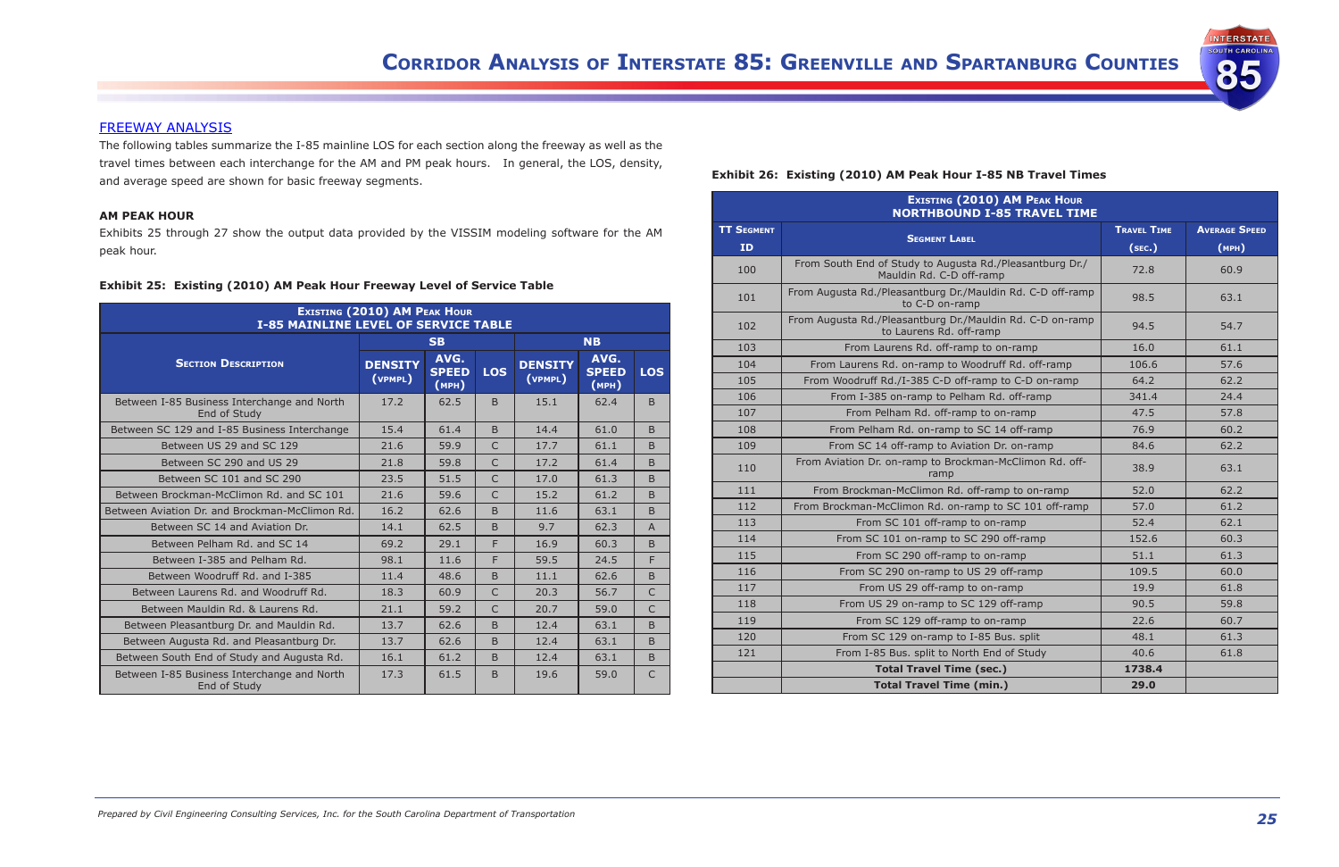## FREEWAY ANALYSIS

The following tables summarize the I-85 mainline LOS for each section along the freeway as well as the travel times between each interchange for the AM and PM peak hours. In general, the LOS, density, and average speed are shown for basic freeway segments.

### AM PEAK HOUR

Exhibits 25 through 27 show the output data provided by the VISSIM modeling software for the AM peak hour.

**Exhibit 25: Existing (2010) AM Peak Hour Freeway Level of Service Table**

| Existing (2010) AM Peak Hour I-85 Mainline Level of Service Table | | | | | | |
|---|---|---|---|---|---|---|
| Section Description | SB | | | NB | | |
| | Density (vpmpl) | Avg. Speed (mph) | LOS | Density (vpmpl) | Avg. Speed (mph) | LOS |
| Between I-85 Business Interchange and North End of Study | 17.2 | 62.5 | B | 15.1 | 62.4 | B |
| Between SC 129 and I-85 Business Interchange | 15.4 | 61.4 | B | 14.4 | 61.0 | B |
| Between US 29 and SC 129 | 21.6 | 59.9 | C | 17.7 | 61.1 | B |
| Between SC 290 and US 29 | 21.8 | 59.8 | C | 17.2 | 61.4 | B |
| Between SC 101 and SC 290 | 23.5 | 51.5 | C | 17.0 | 61.3 | B |
| Between Brockman-McClimon Rd. and SC 101 | 21.6 | 59.6 | C | 15.2 | 61.2 | B |
| Between Aviation Dr. and Brockman-McClimon Rd. | 16.2 | 62.6 | B | 11.6 | 63.1 | B |
| Between SC 14 and Aviation Dr. | 14.1 | 62.5 | B | 9.7 | 62.3 | A |
| Between Pelham Rd. and SC 14 | 69.2 | 29.1 | F | 16.9 | 60.3 | B |
| Between I-385 and Pelham Rd. | 98.1 | 11.6 | F | 59.5 | 24.5 | F |
| Between Woodruff Rd. and I-385 | 11.4 | 48.6 | B | 11.1 | 62.6 | B |
| Between Laurens Rd. and Woodruff Rd. | 18.3 | 60.9 | C | 20.3 | 56.7 | C |
| Between Mauldin Rd. & Laurens Rd. | 21.1 | 59.2 | C | 20.7 | 59.0 | C |
| Between Pleasantburg Dr. and Mauldin Rd. | 13.7 | 62.6 | B | 12.4 | 63.1 | B |
| Between Augusta Rd. and Pleasantburg Dr. | 13.7 | 62.6 | B | 12.4 | 63.1 | B |
| Between South End of Study and Augusta Rd. | 16.1 | 61.2 | B | 12.4 | 63.1 | B |
| Between I-85 Business Interchange and North End of Study | 17.3 | 61.5 | B | 19.6 | 59.0 | C |

**Exhibit 26: Existing (2010) AM Peak Hour I-85 NB Travel Times**

| Existing (2010) AM Peak Hour Northbound I-85 Travel Time | | | |
|---|---|---|---|
| TT Segment ID | Segment Label | Travel Time (sec.) | Average Speed (mph) |
| 100 | From South End of Study to Augusta Rd./Pleasantburg Dr./ Mauldin Rd. C-D off-ramp | 72.8 | 60.9 |
| 101 | From Augusta Rd./Pleasantburg Dr./Mauldin Rd. C-D off-ramp to C-D on-ramp | 98.5 | 63.1 |
| 102 | From Augusta Rd./Pleasantburg Dr./Mauldin Rd. C-D on-ramp to Laurens Rd. off-ramp | 94.5 | 54.7 |
| 103 | From Laurens Rd. off-ramp to on-ramp | 16.0 | 61.1 |
| 104 | From Laurens Rd. on-ramp to Woodruff Rd. off-ramp | 106.6 | 57.6 |
| 105 | From Woodruff Rd./I-385 C-D off-ramp to C-D on-ramp | 64.2 | 62.2 |
| 106 | From I-385 on-ramp to Pelham Rd. off-ramp | 341.4 | 24.4 |
| 107 | From Pelham Rd. off-ramp to on-ramp | 47.5 | 57.8 |
| 108 | From Pelham Rd. on-ramp to SC 14 off-ramp | 76.9 | 60.2 |
| 109 | From SC 14 off-ramp to Aviation Dr. on-ramp | 84.6 | 62.2 |
| 110 | From Aviation Dr. on-ramp to Brockman-McClimon Rd. off-ramp | 38.9 | 63.1 |
| 111 | From Brockman-McClimon Rd. off-ramp to on-ramp | 52.0 | 62.2 |
| 112 | From Brockman-McClimon Rd. on-ramp to SC 101 off-ramp | 57.0 | 61.2 |
| 113 | From SC 101 off-ramp to on-ramp | 52.4 | 62.1 |
| 114 | From SC 101 on-ramp to SC 290 off-ramp | 152.6 | 60.3 |
| 115 | From SC 290 off-ramp to on-ramp | 51.1 | 61.3 |
| 116 | From SC 290 on-ramp to US 29 off-ramp | 109.5 | 60.0 |
| 117 | From US 29 off-ramp to on-ramp | 19.9 | 61.8 |
| 118 | From US 29 on-ramp to SC 129 off-ramp | 90.5 | 59.8 |
| 119 | From SC 129 off-ramp to on-ramp | 22.6 | 60.7 |
| 120 | From SC 129 on-ramp to I-85 Bus. split | 48.1 | 61.3 |
| 121 | From I-85 Bus. split to North End of Study | 40.6 | 61.8 |
| | **Total Travel Time (sec.)** | **1738.4** | |
| | **Total Travel Time (min.)** | **29.0** | |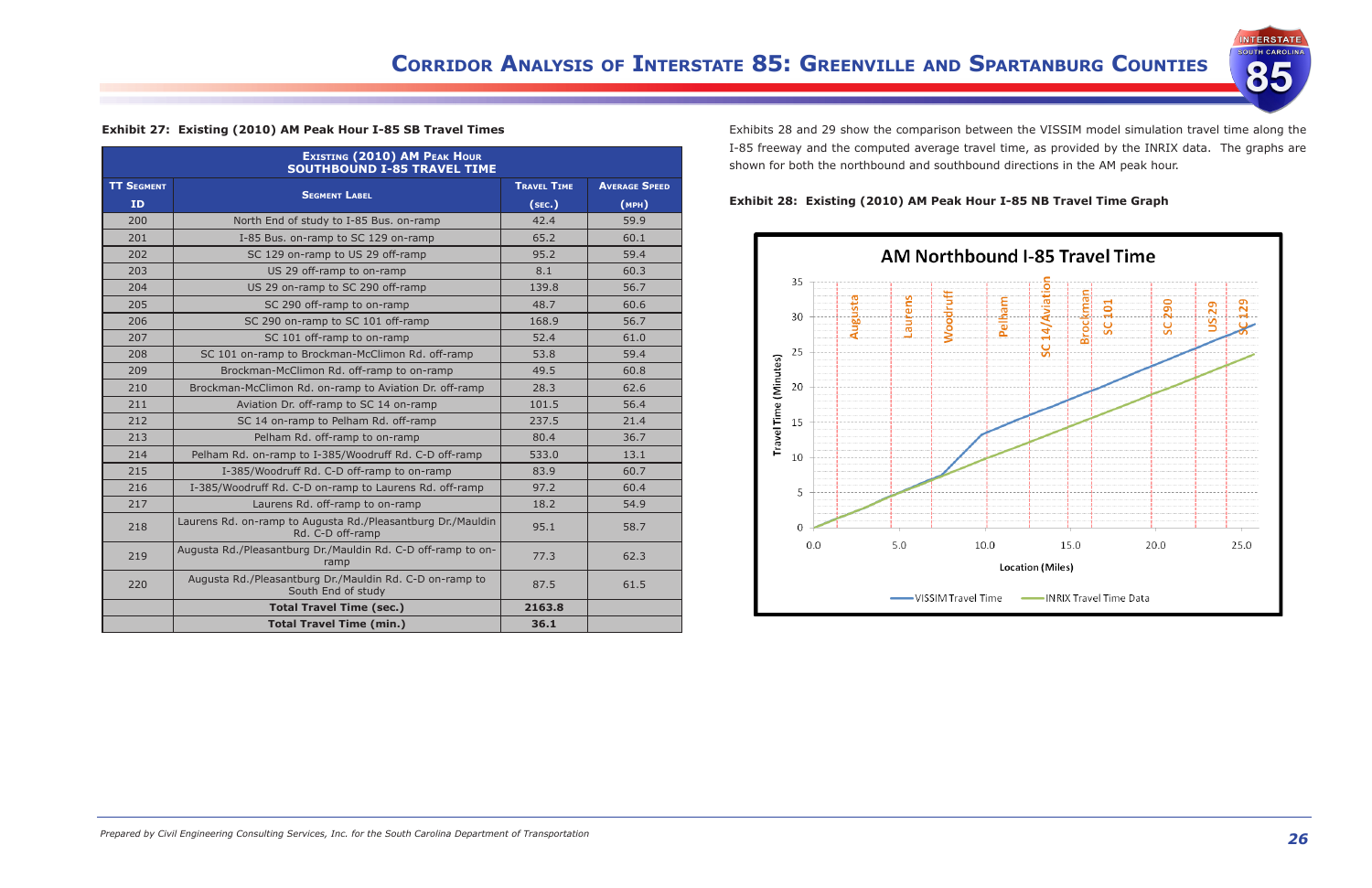**Exhibit 27: Existing (2010) AM Peak Hour I-85 SB Travel Times**

| EXISTING (2010) AM PEAK HOUR SOUTHBOUND I-85 TRAVEL TIME | | | |
|---|---|---|---|
| TT SEGMENT ID | SEGMENT LABEL | TRAVEL TIME (SEC.) | AVERAGE SPEED (MPH) |
| 200 | North End of study to I-85 Bus. on-ramp | 42.4 | 59.9 |
| 201 | I-85 Bus. on-ramp to SC 129 on-ramp | 65.2 | 60.1 |
| 202 | SC 129 on-ramp to US 29 off-ramp | 95.2 | 59.4 |
| 203 | US 29 off-ramp to on-ramp | 8.1 | 60.3 |
| 204 | US 29 on-ramp to SC 290 off-ramp | 139.8 | 56.7 |
| 205 | SC 290 off-ramp to on-ramp | 48.7 | 60.6 |
| 206 | SC 290 on-ramp to SC 101 off-ramp | 168.9 | 56.7 |
| 207 | SC 101 off-ramp to on-ramp | 52.4 | 61.0 |
| 208 | SC 101 on-ramp to Brockman-McClimon Rd. off-ramp | 53.8 | 59.4 |
| 209 | Brockman-McClimon Rd. off-ramp to on-ramp | 49.5 | 60.8 |
| 210 | Brockman-McClimon Rd. on-ramp to Aviation Dr. off-ramp | 28.3 | 62.6 |
| 211 | Aviation Dr. off-ramp to SC 14 on-ramp | 101.5 | 56.4 |
| 212 | SC 14 on-ramp to Pelham Rd. off-ramp | 237.5 | 21.4 |
| 213 | Pelham Rd. off-ramp to on-ramp | 80.4 | 36.7 |
| 214 | Pelham Rd. on-ramp to I-385/Woodruff Rd. C-D off-ramp | 533.0 | 13.1 |
| 215 | I-385/Woodruff Rd. C-D off-ramp to on-ramp | 83.9 | 60.7 |
| 216 | I-385/Woodruff Rd. C-D on-ramp to Laurens Rd. off-ramp | 97.2 | 60.4 |
| 217 | Laurens Rd. off-ramp to on-ramp | 18.2 | 54.9 |
| 218 | Laurens Rd. on-ramp to Augusta Rd./Pleasantburg Dr./Mauldin Rd. C-D off-ramp | 95.1 | 58.7 |
| 219 | Augusta Rd./Pleasantburg Dr./Mauldin Rd. C-D off-ramp to on-ramp | 77.3 | 62.3 |
| 220 | Augusta Rd./Pleasantburg Dr./Mauldin Rd. C-D on-ramp to South End of study | 87.5 | 61.5 |
| | **Total Travel Time (sec.)** | **2163.8** | |
| | **Total Travel Time (min.)** | **36.1** | |

Exhibits 28 and 29 show the comparison between the VISSIM model simulation travel time along the I-85 freeway and the computed average travel time, as provided by the INRIX data. The graphs are shown for both the northbound and southbound directions in the AM peak hour.

**Exhibit 28: Existing (2010) AM Peak Hour I-85 NB Travel Time Graph**

AM Northbound I-85 Travel Time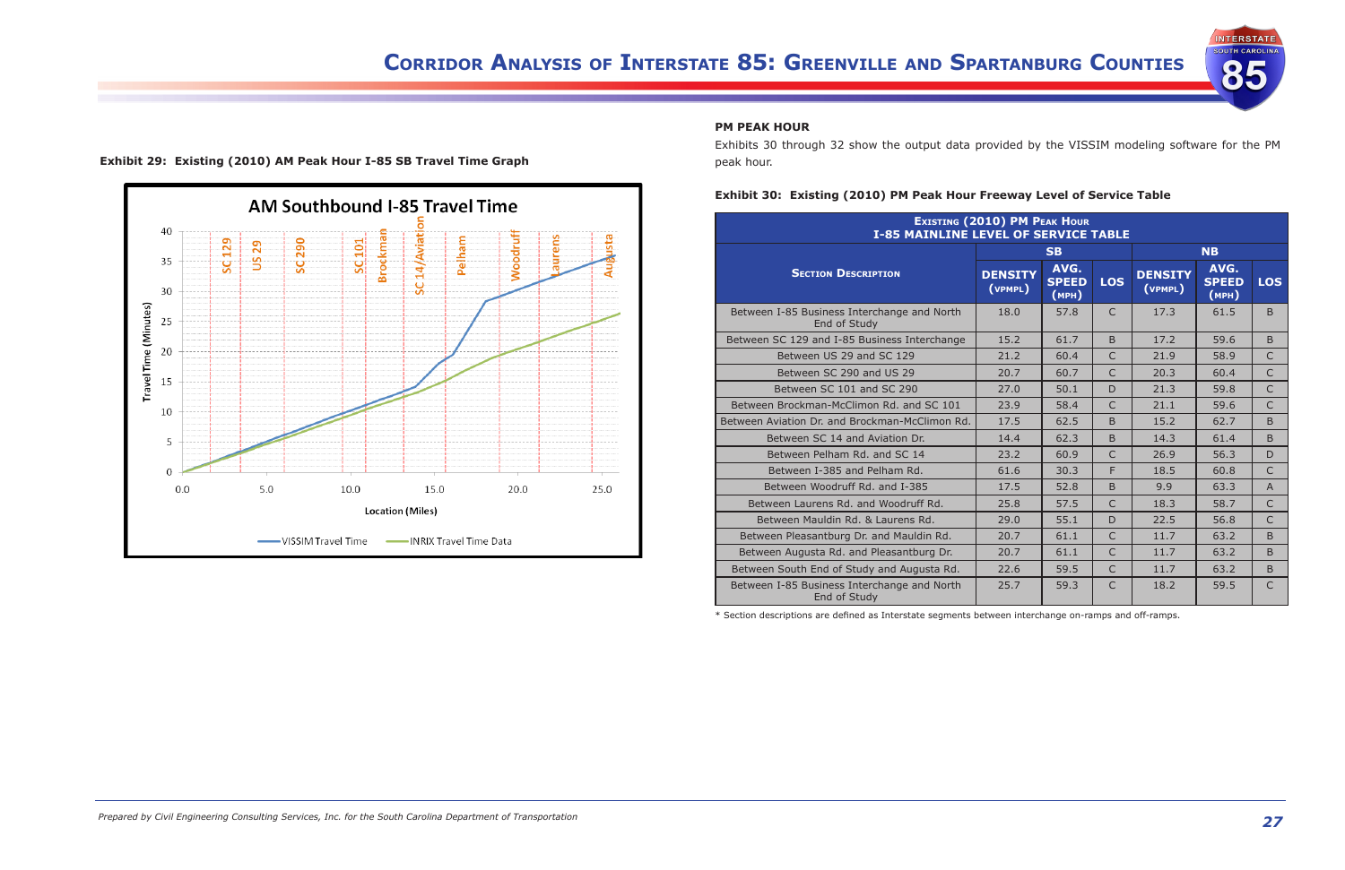**Exhibit 29: Existing (2010) AM Peak Hour I-85 SB Travel Time Graph**

**PM PEAK HOUR**

Exhibits 30 through 32 show the output data provided by the VISSIM modeling software for the PM peak hour.

**Exhibit 30: Existing (2010) PM Peak Hour Freeway Level of Service Table**

| Existing (2010) PM Peak Hour I-85 Mainline Level of Service Table | | | | | | |
|---|---|---|---|---|---|---|
| Section Description | SB | | | NB | | |
| | Density (vpmpl) | Avg. Speed (mph) | LOS | Density (vpmpl) | Avg. Speed (mph) | LOS |
| Between I-85 Business Interchange and North End of Study | 18.0 | 57.8 | C | 17.3 | 61.5 | B |
| Between SC 129 and I-85 Business Interchange | 15.2 | 61.7 | B | 17.2 | 59.6 | B |
| Between US 29 and SC 129 | 21.2 | 60.4 | C | 21.9 | 58.9 | C |
| Between SC 290 and US 29 | 20.7 | 60.7 | C | 20.3 | 60.4 | C |
| Between SC 101 and SC 290 | 27.0 | 50.1 | D | 21.3 | 59.8 | C |
| Between Brockman-McClimon Rd. and SC 101 | 23.9 | 58.4 | C | 21.1 | 59.6 | C |
| Between Aviation Dr. and Brockman-McClimon Rd. | 17.5 | 62.5 | B | 15.2 | 62.7 | B |
| Between SC 14 and Aviation Dr. | 14.4 | 62.3 | B | 14.3 | 61.4 | B |
| Between Pelham Rd. and SC 14 | 23.2 | 60.9 | C | 26.9 | 56.3 | D |
| Between I-385 and Pelham Rd. | 61.6 | 30.3 | F | 18.5 | 60.8 | C |
| Between Woodruff Rd. and I-385 | 17.5 | 52.8 | B | 9.9 | 63.3 | A |
| Between Laurens Rd. and Woodruff Rd. | 25.8 | 57.5 | C | 18.3 | 58.7 | C |
| Between Mauldin Rd. & Laurens Rd. | 29.0 | 55.1 | D | 22.5 | 56.8 | C |
| Between Pleasantburg Dr. and Mauldin Rd. | 20.7 | 61.1 | C | 11.7 | 63.2 | B |
| Between Augusta Rd. and Pleasantburg Dr. | 20.7 | 61.1 | C | 11.7 | 63.2 | B |
| Between South End of Study and Augusta Rd. | 22.6 | 59.5 | C | 11.7 | 63.2 | B |
| Between I-85 Business Interchange and North End of Study | 25.7 | 59.3 | C | 18.2 | 59.5 | C |

\* Section descriptions are defined as Interstate segments between interchange on-ramps and off-ramps.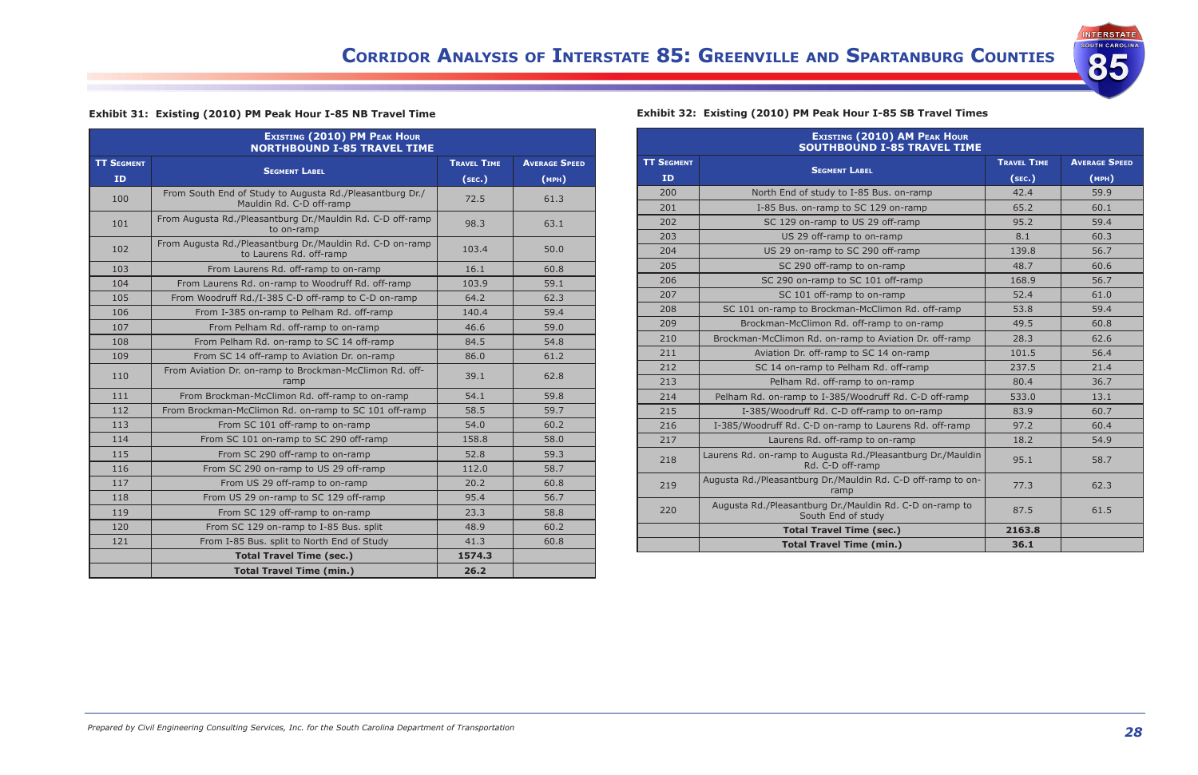**Exhibit 31: Existing (2010) PM Peak Hour I-85 NB Travel Time**

| Existing (2010) PM Peak Hour Northbound I-85 Travel Time | | | |
|---|---|---|---|
| TT Segment ID | Segment Label | Travel Time (sec.) | Average Speed (mph) |
| 100 | From South End of Study to Augusta Rd./Pleasantburg Dr./ Mauldin Rd. C-D off-ramp | 72.5 | 61.3 |
| 101 | From Augusta Rd./Pleasantburg Dr./Mauldin Rd. C-D off-ramp to on-ramp | 98.3 | 63.1 |
| 102 | From Augusta Rd./Pleasantburg Dr./Mauldin Rd. C-D on-ramp to Laurens Rd. off-ramp | 103.4 | 50.0 |
| 103 | From Laurens Rd. off-ramp to on-ramp | 16.1 | 60.8 |
| 104 | From Laurens Rd. on-ramp to Woodruff Rd. off-ramp | 103.9 | 59.1 |
| 105 | From Woodruff Rd./I-385 C-D off-ramp to C-D on-ramp | 64.2 | 62.3 |
| 106 | From I-385 on-ramp to Pelham Rd. off-ramp | 140.4 | 59.4 |
| 107 | From Pelham Rd. off-ramp to on-ramp | 46.6 | 59.0 |
| 108 | From Pelham Rd. on-ramp to SC 14 off-ramp | 84.5 | 54.8 |
| 109 | From SC 14 off-ramp to Aviation Dr. on-ramp | 86.0 | 61.2 |
| 110 | From Aviation Dr. on-ramp to Brockman-McClimon Rd. off-ramp | 39.1 | 62.8 |
| 111 | From Brockman-McClimon Rd. off-ramp to on-ramp | 54.1 | 59.8 |
| 112 | From Brockman-McClimon Rd. on-ramp to SC 101 off-ramp | 58.5 | 59.7 |
| 113 | From SC 101 off-ramp to on-ramp | 54.0 | 60.2 |
| 114 | From SC 101 on-ramp to SC 290 off-ramp | 158.8 | 58.0 |
| 115 | From SC 290 off-ramp to on-ramp | 52.8 | 59.3 |
| 116 | From SC 290 on-ramp to US 29 off-ramp | 112.0 | 58.7 |
| 117 | From US 29 off-ramp to on-ramp | 20.2 | 60.8 |
| 118 | From US 29 on-ramp to SC 129 off-ramp | 95.4 | 56.7 |
| 119 | From SC 129 off-ramp to on-ramp | 23.3 | 58.8 |
| 120 | From SC 129 on-ramp to I-85 Bus. split | 48.9 | 60.2 |
| 121 | From I-85 Bus. split to North End of Study | 41.3 | 60.8 |
| | **Total Travel Time (sec.)** | **1574.3** | |
| | **Total Travel Time (min.)** | **26.2** | |

**Exhibit 32: Existing (2010) PM Peak Hour I-85 SB Travel Times**

| Existing (2010) AM Peak Hour Southbound I-85 Travel Time | | | |
|---|---|---|---|
| TT Segment ID | Segment Label | Travel Time (sec.) | Average Speed (mph) |
| 200 | North End of study to I-85 Bus. on-ramp | 42.4 | 59.9 |
| 201 | I-85 Bus. on-ramp to SC 129 on-ramp | 65.2 | 60.1 |
| 202 | SC 129 on-ramp to US 29 off-ramp | 95.2 | 59.4 |
| 203 | US 29 off-ramp to on-ramp | 8.1 | 60.3 |
| 204 | US 29 on-ramp to SC 290 off-ramp | 139.8 | 56.7 |
| 205 | SC 290 off-ramp to on-ramp | 48.7 | 60.6 |
| 206 | SC 290 on-ramp to SC 101 off-ramp | 168.9 | 56.7 |
| 207 | SC 101 off-ramp to on-ramp | 52.4 | 61.0 |
| 208 | SC 101 on-ramp to Brockman-McClimon Rd. off-ramp | 53.8 | 59.4 |
| 209 | Brockman-McClimon Rd. off-ramp to on-ramp | 49.5 | 60.8 |
| 210 | Brockman-McClimon Rd. on-ramp to Aviation Dr. off-ramp | 28.3 | 62.6 |
| 211 | Aviation Dr. off-ramp to SC 14 on-ramp | 101.5 | 56.4 |
| 212 | SC 14 on-ramp to Pelham Rd. off-ramp | 237.5 | 21.4 |
| 213 | Pelham Rd. off-ramp to on-ramp | 80.4 | 36.7 |
| 214 | Pelham Rd. on-ramp to I-385/Woodruff Rd. C-D off-ramp | 533.0 | 13.1 |
| 215 | I-385/Woodruff Rd. C-D off-ramp to on-ramp | 83.9 | 60.7 |
| 216 | I-385/Woodruff Rd. C-D on-ramp to Laurens Rd. off-ramp | 97.2 | 60.4 |
| 217 | Laurens Rd. off-ramp to on-ramp | 18.2 | 54.9 |
| 218 | Laurens Rd. on-ramp to Augusta Rd./Pleasantburg Dr./Mauldin Rd. C-D off-ramp | 95.1 | 58.7 |
| 219 | Augusta Rd./Pleasantburg Dr./Mauldin Rd. C-D off-ramp to on-ramp | 77.3 | 62.3 |
| 220 | Augusta Rd./Pleasantburg Dr./Mauldin Rd. C-D on-ramp to South End of study | 87.5 | 61.5 |
| | **Total Travel Time (sec.)** | **2163.8** | |
| | **Total Travel Time (min.)** | **36.1** | |

*Prepared by Civil Engineering Consulting Services, Inc. for the South Carolina Department of Transportation*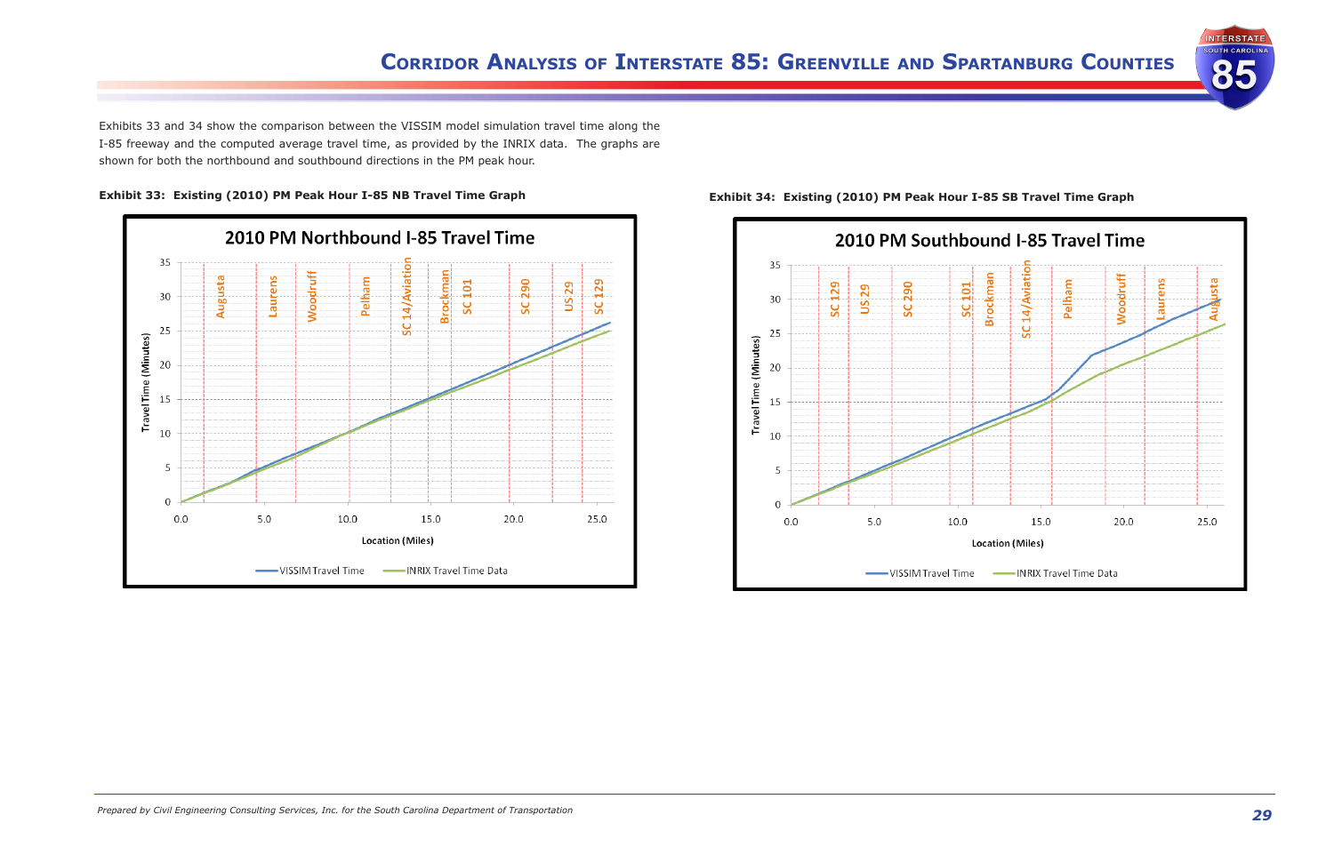Exhibits 33 and 34 show the comparison between the VISSIM model simulation travel time along the I-85 freeway and the computed average travel time, as provided by the INRIX data. The graphs are shown for both the northbound and southbound directions in the PM peak hour.

**Exhibit 33: Existing (2010) PM Peak Hour I-85 NB Travel Time Graph**

**Exhibit 34: Existing (2010) PM Peak Hour I-85 SB Travel Time Graph**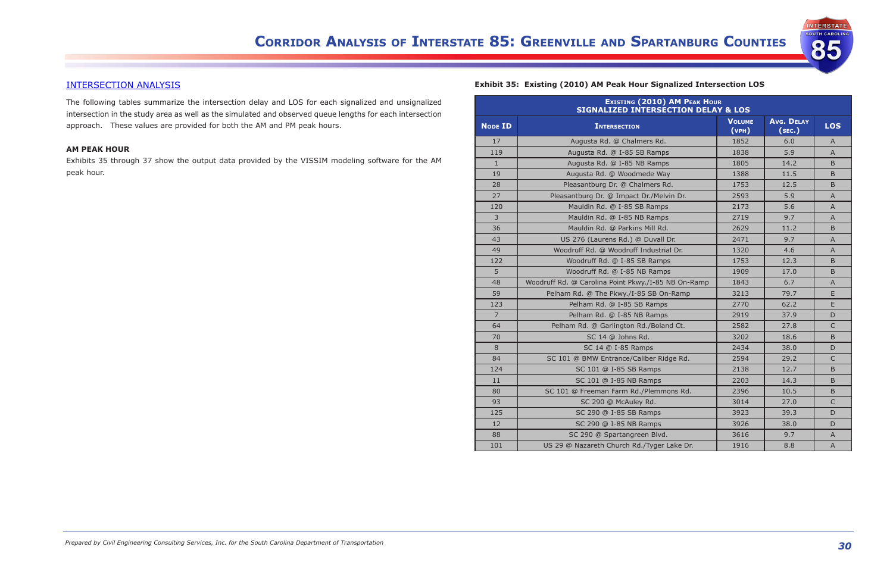## INTERSECTION ANALYSIS

The following tables summarize the intersection delay and LOS for each signalized and unsignalized intersection in the study area as well as the simulated and observed queue lengths for each intersection approach. These values are provided for both the AM and PM peak hours.

### AM PEAK HOUR

Exhibits 35 through 37 show the output data provided by the VISSIM modeling software for the AM peak hour.

**Exhibit 35: Existing (2010) AM Peak Hour Signalized Intersection LOS**

| Existing (2010) AM Peak Hour Signalized Intersection Delay & LOS | | | | |
|---|---|---|---|---|
| Node ID | Intersection | Volume (vph) | Avg. Delay (sec.) | LOS |
| 17 | Augusta Rd. @ Chalmers Rd. | 1852 | 6.0 | A |
| 119 | Augusta Rd. @ I-85 SB Ramps | 1838 | 5.9 | A |
| 1 | Augusta Rd. @ I-85 NB Ramps | 1805 | 14.2 | B |
| 19 | Augusta Rd. @ Woodmede Way | 1388 | 11.5 | B |
| 28 | Pleasantburg Dr. @ Chalmers Rd. | 1753 | 12.5 | B |
| 27 | Pleasantburg Dr. @ Impact Dr./Melvin Dr. | 2593 | 5.9 | A |
| 120 | Mauldin Rd. @ I-85 SB Ramps | 2173 | 5.6 | A |
| 3 | Mauldin Rd. @ I-85 NB Ramps | 2719 | 9.7 | A |
| 36 | Mauldin Rd. @ Parkins Mill Rd. | 2629 | 11.2 | B |
| 43 | US 276 (Laurens Rd.) @ Duvall Dr. | 2471 | 9.7 | A |
| 49 | Woodruff Rd. @ Woodruff Industrial Dr. | 1320 | 4.6 | A |
| 122 | Woodruff Rd. @ I-85 SB Ramps | 1753 | 12.3 | B |
| 5 | Woodruff Rd. @ I-85 NB Ramps | 1909 | 17.0 | B |
| 48 | Woodruff Rd. @ Carolina Point Pkwy./I-85 NB On-Ramp | 1843 | 6.7 | A |
| 59 | Pelham Rd. @ The Pkwy./I-85 SB On-Ramp | 3213 | 79.7 | E |
| 123 | Pelham Rd. @ I-85 SB Ramps | 2770 | 62.2 | E |
| 7 | Pelham Rd. @ I-85 NB Ramps | 2919 | 37.9 | D |
| 64 | Pelham Rd. @ Garlington Rd./Boland Ct. | 2582 | 27.8 | C |
| 70 | SC 14 @ Johns Rd. | 3202 | 18.6 | B |
| 8 | SC 14 @ I-85 Ramps | 2434 | 38.0 | D |
| 84 | SC 101 @ BMW Entrance/Caliber Ridge Rd. | 2594 | 29.2 | C |
| 124 | SC 101 @ I-85 SB Ramps | 2138 | 12.7 | B |
| 11 | SC 101 @ I-85 NB Ramps | 2203 | 14.3 | B |
| 80 | SC 101 @ Freeman Farm Rd./Plemmons Rd. | 2396 | 10.5 | B |
| 93 | SC 290 @ McAuley Rd. | 3014 | 27.0 | C |
| 125 | SC 290 @ I-85 SB Ramps | 3923 | 39.3 | D |
| 12 | SC 290 @ I-85 NB Ramps | 3926 | 38.0 | D |
| 88 | SC 290 @ Spartangreen Blvd. | 3616 | 9.7 | A |
| 101 | US 29 @ Nazareth Church Rd./Tyger Lake Dr. | 1916 | 8.8 | A |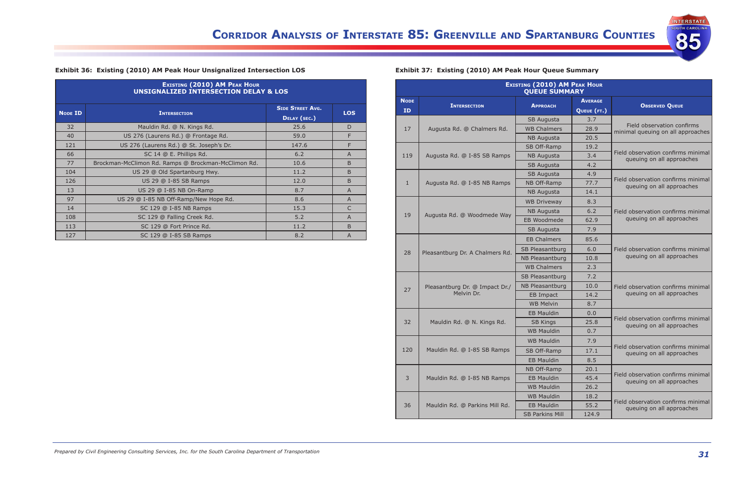**Exhibit 36: Existing (2010) AM Peak Hour Unsignalized Intersection LOS**

| Existing (2010) AM Peak Hour Unsignalized Intersection Delay & LOS | | | |
|---|---|---|---|
| Node ID | Intersection | Side Street Avg. Delay (sec.) | LOS |
| 32 | Mauldin Rd. @ N. Kings Rd. | 25.6 | D |
| 40 | US 276 (Laurens Rd.) @ Frontage Rd. | 59.0 | F |
| 121 | US 276 (Laurens Rd.) @ St. Joseph's Dr. | 147.6 | F |
| 66 | SC 14 @ E. Phillips Rd. | 6.2 | A |
| 77 | Brockman-McClimon Rd. Ramps @ Brockman-McClimon Rd. | 10.6 | B |
| 104 | US 29 @ Old Spartanburg Hwy. | 11.2 | B |
| 126 | US 29 @ I-85 SB Ramps | 12.0 | B |
| 13 | US 29 @ I-85 NB On-Ramp | 8.7 | A |
| 97 | US 29 @ I-85 NB Off-Ramp/New Hope Rd. | 8.6 | A |
| 14 | SC 129 @ I-85 NB Ramps | 15.3 | C |
| 108 | SC 129 @ Falling Creek Rd. | 5.2 | A |
| 113 | SC 129 @ Fort Prince Rd. | 11.2 | B |
| 127 | SC 129 @ I-85 SB Ramps | 8.2 | A |

**Exhibit 37: Existing (2010) AM Peak Hour Queue Summary**

| Existing (2010) AM Peak Hour Queue Summary | | | | |
|---|---|---|---|---|
| Node ID | Intersection | Approach | Average Queue (ft.) | Observed Queue |
| 17 | Augusta Rd. @ Chalmers Rd. | SB Augusta | 3.7 | Field observation confirms minimal queuing on all approaches |
| | | WB Chalmers | 28.9 | |
| | | NB Augusta | 20.5 | |
| 119 | Augusta Rd. @ I-85 SB Ramps | SB Off-Ramp | 19.2 | Field observation confirms minimal queuing on all approaches |
| | | NB Augusta | 3.4 | |
| | | SB Augusta | 4.2 | |
| 1 | Augusta Rd. @ I-85 NB Ramps | SB Augusta | 4.9 | Field observation confirms minimal queuing on all approaches |
| | | NB Off-Ramp | 77.7 | |
| | | NB Augusta | 14.1 | |
| 19 | Augusta Rd. @ Woodmede Way | WB Driveway | 8.3 | Field observation confirms minimal queuing on all approaches |
| | | NB Augusta | 6.2 | |
| | | EB Woodmede | 62.9 | |
| | | SB Augusta | 7.9 | |
| 28 | Pleasantburg Dr. A Chalmers Rd. | EB Chalmers | 85.6 | Field observation confirms minimal queuing on all approaches |
| | | SB Pleasantburg | 6.0 | |
| | | NB Pleasantburg | 10.8 | |
| | | WB Chalmers | 2.3 | |
| 27 | Pleasantburg Dr. @ Impact Dr./ Melvin Dr. | SB Pleasantburg | 7.2 | Field observation confirms minimal queuing on all approaches |
| | | NB Pleasantburg | 10.0 | |
| | | EB Impact | 14.2 | |
| | | WB Melvin | 8.7 | |
| 32 | Mauldin Rd. @ N. Kings Rd. | EB Mauldin | 0.0 | Field observation confirms minimal queuing on all approaches |
| | | SB Kings | 25.8 | |
| | | WB Mauldin | 0.7 | |
| 120 | Mauldin Rd. @ I-85 SB Ramps | WB Mauldin | 7.9 | Field observation confirms minimal queuing on all approaches |
| | | SB Off-Ramp | 17.1 | |
| | | EB Mauldin | 8.5 | |
| 3 | Mauldin Rd. @ I-85 NB Ramps | NB Off-Ramp | 20.1 | Field observation confirms minimal queuing on all approaches |
| | | EB Mauldin | 45.4 | |
| | | WB Mauldin | 26.2 | |
| 36 | Mauldin Rd. @ Parkins Mill Rd. | WB Mauldin | 18.2 | Field observation confirms minimal queuing on all approaches |
| | | EB Mauldin | 55.2 | |
| | | SB Parkins Mill | 124.9 | |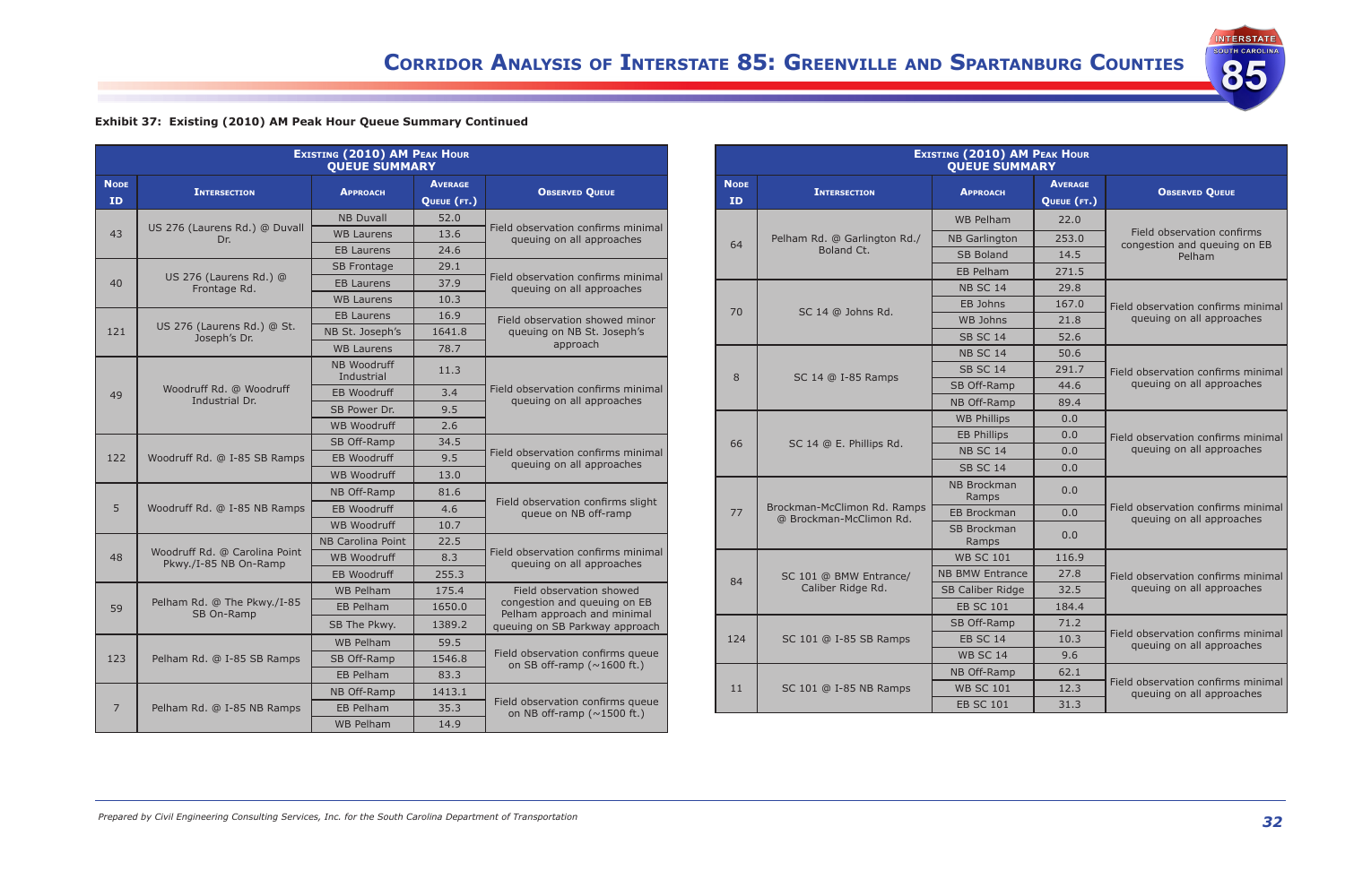**Exhibit 37: Existing (2010) AM Peak Hour Queue Summary Continued**

| Existing (2010) AM Peak Hour Queue Summary | | | | |
|---|---|---|---|---|
| Node ID | Intersection | Approach | Average Queue (ft.) | Observed Queue |
| 43 | US 276 (Laurens Rd.) @ Duvall Dr. | NB Duvall | 52.0 | Field observation confirms minimal queuing on all approaches |
| | | WB Laurens | 13.6 | |
| | | EB Laurens | 24.6 | |
| 40 | US 276 (Laurens Rd.) @ Frontage Rd. | SB Frontage | 29.1 | Field observation confirms minimal queuing on all approaches |
| | | EB Laurens | 37.9 | |
| | | WB Laurens | 10.3 | |
| 121 | US 276 (Laurens Rd.) @ St. Joseph's Dr. | EB Laurens | 16.9 | Field observation showed minor queuing on NB St. Joseph's approach |
| | | NB St. Joseph's | 1641.8 | |
| | | WB Laurens | 78.7 | |
| 49 | Woodruff Rd. @ Woodruff Industrial Dr. | NB Woodruff Industrial | 11.3 | Field observation confirms minimal queuing on all approaches |
| | | EB Woodruff | 3.4 | |
| | | SB Power Dr. | 9.5 | |
| | | WB Woodruff | 2.6 | |
| 122 | Woodruff Rd. @ I-85 SB Ramps | SB Off-Ramp | 34.5 | Field observation confirms minimal queuing on all approaches |
| | | EB Woodruff | 9.5 | |
| | | WB Woodruff | 13.0 | |
| 5 | Woodruff Rd. @ I-85 NB Ramps | NB Off-Ramp | 81.6 | Field observation confirms slight queue on NB off-ramp |
| | | EB Woodruff | 4.6 | |
| | | WB Woodruff | 10.7 | |
| 48 | Woodruff Rd. @ Carolina Point Pkwy./I-85 NB On-Ramp | NB Carolina Point | 22.5 | Field observation confirms minimal queuing on all approaches |
| | | WB Woodruff | 8.3 | |
| | | EB Woodruff | 255.3 | |
| 59 | Pelham Rd. @ The Pkwy./I-85 SB On-Ramp | WB Pelham | 175.4 | Field observation showed congestion and queuing on EB Pelham approach and minimal queuing on SB Parkway approach |
| | | EB Pelham | 1650.0 | |
| | | SB The Pkwy. | 1389.2 | |
| 123 | Pelham Rd. @ I-85 SB Ramps | WB Pelham | 59.5 | Field observation confirms queue on SB off-ramp (~1600 ft.) |
| | | SB Off-Ramp | 1546.8 | |
| | | EB Pelham | 83.3 | |
| 7 | Pelham Rd. @ I-85 NB Ramps | NB Off-Ramp | 1413.1 | Field observation confirms queue on NB off-ramp (~1500 ft.) |
| | | EB Pelham | 35.3 | |
| | | WB Pelham | 14.9 | |

| Existing (2010) AM Peak Hour Queue Summary | | | | |
|---|---|---|---|---|
| Node ID | Intersection | Approach | Average Queue (ft.) | Observed Queue |
| 64 | Pelham Rd. @ Garlington Rd./ Boland Ct. | WB Pelham | 22.0 | Field observation confirms congestion and queuing on EB Pelham |
| | | NB Garlington | 253.0 | |
| | | SB Boland | 14.5 | |
| | | EB Pelham | 271.5 | |
| 70 | SC 14 @ Johns Rd. | NB SC 14 | 29.8 | Field observation confirms minimal queuing on all approaches |
| | | EB Johns | 167.0 | |
| | | WB Johns | 21.8 | |
| | | SB SC 14 | 52.6 | |
| 8 | SC 14 @ I-85 Ramps | NB SC 14 | 50.6 | Field observation confirms minimal queuing on all approaches |
| | | SB SC 14 | 291.7 | |
| | | SB Off-Ramp | 44.6 | |
| | | NB Off-Ramp | 89.4 | |
| 66 | SC 14 @ E. Phillips Rd. | WB Phillips | 0.0 | Field observation confirms minimal queuing on all approaches |
| | | EB Phillips | 0.0 | |
| | | NB SC 14 | 0.0 | |
| | | SB SC 14 | 0.0 | |
| 77 | Brockman-McClimon Rd. Ramps @ Brockman-McClimon Rd. | NB Brockman Ramps | 0.0 | Field observation confirms minimal queuing on all approaches |
| | | EB Brockman | 0.0 | |
| | | SB Brockman Ramps | 0.0 | |
| 84 | SC 101 @ BMW Entrance/ Caliber Ridge Rd. | WB SC 101 | 116.9 | Field observation confirms minimal queuing on all approaches |
| | | NB BMW Entrance | 27.8 | |
| | | SB Caliber Ridge | 32.5 | |
| | | EB SC 101 | 184.4 | |
| 124 | SC 101 @ I-85 SB Ramps | SB Off-Ramp | 71.2 | Field observation confirms minimal queuing on all approaches |
| | | EB SC 14 | 10.3 | |
| | | WB SC 14 | 9.6 | |
| 11 | SC 101 @ I-85 NB Ramps | NB Off-Ramp | 62.1 | Field observation confirms minimal queuing on all approaches |
| | | WB SC 101 | 12.3 | |
| | | EB SC 101 | 31.3 | |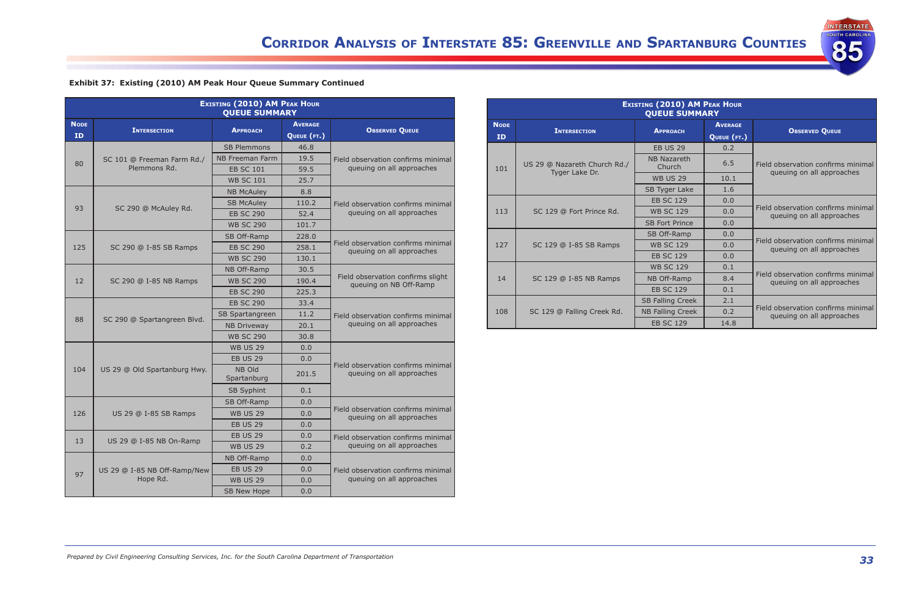**Exhibit 37: Existing (2010) AM Peak Hour Queue Summary Continued**

| Existing (2010) AM Peak Hour Queue Summary | | | | |
|---|---|---|---|---|
| Node ID | Intersection | Approach | Average Queue (ft.) | Observed Queue |
| 80 | SC 101 @ Freeman Farm Rd./ Plemmons Rd. | SB Plemmons | 46.8 | Field observation confirms minimal queuing on all approaches |
| | | NB Freeman Farm | 19.5 | |
| | | EB SC 101 | 59.5 | |
| | | WB SC 101 | 25.7 | |
| 93 | SC 290 @ McAuley Rd. | NB McAuley | 8.8 | Field observation confirms minimal queuing on all approaches |
| | | SB McAuley | 110.2 | |
| | | EB SC 290 | 52.4 | |
| | | WB SC 290 | 101.7 | |
| 125 | SC 290 @ I-85 SB Ramps | SB Off-Ramp | 228.0 | Field observation confirms minimal queuing on all approaches |
| | | EB SC 290 | 258.1 | |
| | | WB SC 290 | 130.1 | |
| 12 | SC 290 @ I-85 NB Ramps | NB Off-Ramp | 30.5 | Field observation confirms slight queuing on NB Off-Ramp |
| | | WB SC 290 | 190.4 | |
| | | EB SC 290 | 225.3 | |
| 88 | SC 290 @ Spartangreen Blvd. | EB SC 290 | 33.4 | Field observation confirms minimal queuing on all approaches |
| | | SB Spartangreen | 11.2 | |
| | | NB Driveway | 20.1 | |
| | | WB SC 290 | 30.8 | |
| 104 | US 29 @ Old Spartanburg Hwy. | WB US 29 | 0.0 | Field observation confirms minimal queuing on all approaches |
| | | EB US 29 | 0.0 | |
| | | NB Old Spartanburg | 201.5 | |
| | | SB Syphit | 0.1 | |
| 126 | US 29 @ I-85 SB Ramps | SB Off-Ramp | 0.0 | Field observation confirms minimal queuing on all approaches |
| | | WB US 29 | 0.0 | |
| | | EB US 29 | 0.0 | |
| 13 | US 29 @ I-85 NB On-Ramp | EB US 29 | 0.0 | Field observation confirms minimal queuing on all approaches |
| | | WB US 29 | 0.2 | |
| 97 | US 29 @ I-85 NB Off-Ramp/New Hope Rd. | NB Off-Ramp | 0.0 | Field observation confirms minimal queuing on all approaches |
| | | EB US 29 | 0.0 | |
| | | WB US 29 | 0.0 | |
| | | SB New Hope | 0.0 | |

| Existing (2010) AM Peak Hour Queue Summary | | | | |
|---|---|---|---|---|
| Node ID | Intersection | Approach | Average Queue (ft.) | Observed Queue |
| 101 | US 29 @ Nazareth Church Rd./ Tyger Lake Dr. | EB US 29 | 0.2 | Field observation confirms minimal queuing on all approaches |
| | | NB Nazareth Church | 6.5 | |
| | | WB US 29 | 10.1 | |
| | | SB Tyger Lake | 1.6 | |
| 113 | SC 129 @ Fort Prince Rd. | EB SC 129 | 0.0 | Field observation confirms minimal queuing on all approaches |
| | | WB SC 129 | 0.0 | |
| | | SB Fort Prince | 0.0 | |
| 127 | SC 129 @ I-85 SB Ramps | SB Off-Ramp | 0.0 | Field observation confirms minimal queuing on all approaches |
| | | WB SC 129 | 0.0 | |
| | | EB SC 129 | 0.0 | |
| 14 | SC 129 @ I-85 NB Ramps | WB SC 129 | 0.1 | Field observation confirms minimal queuing on all approaches |
| | | NB Off-Ramp | 8.4 | |
| | | EB SC 129 | 0.1 | |
| 108 | SC 129 @ Falling Creek Rd. | SB Falling Creek | 2.1 | Field observation confirms minimal queuing on all approaches |
| | | NB Falling Creek | 0.2 | |
| | | EB SC 129 | 14.8 | |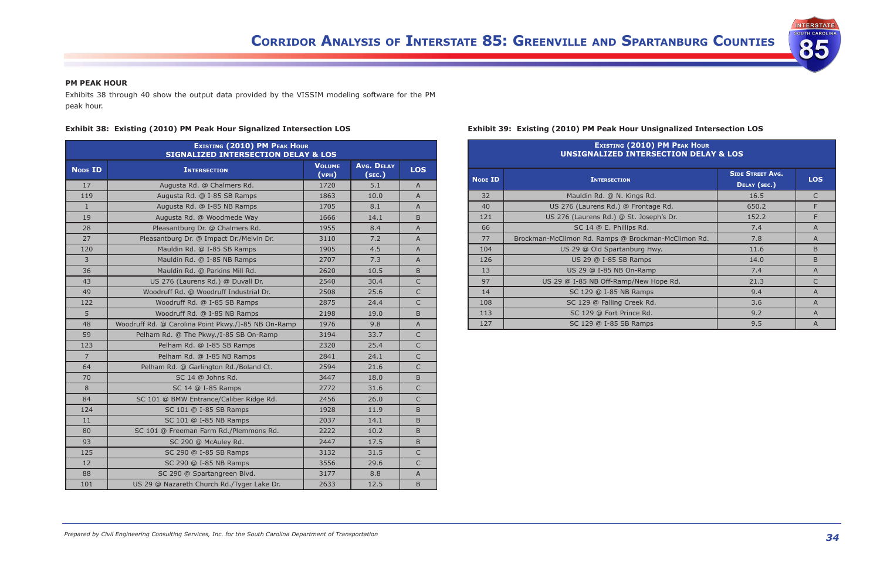**PM PEAK HOUR**

Exhibits 38 through 40 show the output data provided by the VISSIM modeling software for the PM peak hour.

**Exhibit 38: Existing (2010) PM Peak Hour Signalized Intersection LOS**

| Existing (2010) PM Peak Hour Signalized Intersection Delay & LOS | | | | |
|---|---|---|---|---|
| Node ID | Intersection | Volume (vph) | Avg. Delay (sec.) | LOS |
| 17 | Augusta Rd. @ Chalmers Rd. | 1720 | 5.1 | A |
| 119 | Augusta Rd. @ I-85 SB Ramps | 1863 | 10.0 | A |
| 1 | Augusta Rd. @ I-85 NB Ramps | 1705 | 8.1 | A |
| 19 | Augusta Rd. @ Woodmede Way | 1666 | 14.1 | B |
| 28 | Pleasantburg Dr. @ Chalmers Rd. | 1955 | 8.4 | A |
| 27 | Pleasantburg Dr. @ Impact Dr./Melvin Dr. | 3110 | 7.2 | A |
| 120 | Mauldin Rd. @ I-85 SB Ramps | 1905 | 4.5 | A |
| 3 | Mauldin Rd. @ I-85 NB Ramps | 2707 | 7.3 | A |
| 36 | Mauldin Rd. @ Parkins Mill Rd. | 2620 | 10.5 | B |
| 43 | US 276 (Laurens Rd.) @ Duvall Dr. | 2540 | 30.4 | C |
| 49 | Woodruff Rd. @ Woodruff Industrial Dr. | 2508 | 25.6 | C |
| 122 | Woodruff Rd. @ I-85 SB Ramps | 2875 | 24.4 | C |
| 5 | Woodruff Rd. @ I-85 NB Ramps | 2198 | 19.0 | B |
| 48 | Woodruff Rd. @ Carolina Point Pkwy./I-85 NB On-Ramp | 1976 | 9.8 | A |
| 59 | Pelham Rd. @ The Pkwy./I-85 SB On-Ramp | 3194 | 33.7 | C |
| 123 | Pelham Rd. @ I-85 SB Ramps | 2320 | 25.4 | C |
| 7 | Pelham Rd. @ I-85 NB Ramps | 2841 | 24.1 | C |
| 64 | Pelham Rd. @ Garlington Rd./Boland Ct. | 2594 | 21.6 | C |
| 70 | SC 14 @ Johns Rd. | 3447 | 18.0 | B |
| 8 | SC 14 @ I-85 Ramps | 2772 | 31.6 | C |
| 84 | SC 101 @ BMW Entrance/Caliber Ridge Rd. | 2456 | 26.0 | C |
| 124 | SC 101 @ I-85 SB Ramps | 1928 | 11.9 | B |
| 11 | SC 101 @ I-85 NB Ramps | 2037 | 14.1 | B |
| 80 | SC 101 @ Freeman Farm Rd./Plemmons Rd. | 2222 | 10.2 | B |
| 93 | SC 290 @ McAuley Rd. | 2447 | 17.5 | B |
| 125 | SC 290 @ I-85 SB Ramps | 3132 | 31.5 | C |
| 12 | SC 290 @ I-85 NB Ramps | 3556 | 29.6 | C |
| 88 | SC 290 @ Spartangreen Blvd. | 3177 | 8.8 | A |
| 101 | US 29 @ Nazareth Church Rd./Tyger Lake Dr. | 2633 | 12.5 | B |

**Exhibit 39: Existing (2010) PM Peak Hour Unsignalized Intersection LOS**

| Existing (2010) PM Peak Hour Unsignalized Intersection Delay & LOS | | | |
|---|---|---|---|
| Node ID | Intersection | Side Street Avg. Delay (sec.) | LOS |
| 32 | Mauldin Rd. @ N. Kings Rd. | 16.5 | C |
| 40 | US 276 (Laurens Rd.) @ Frontage Rd. | 650.2 | F |
| 121 | US 276 (Laurens Rd.) @ St. Joseph's Dr. | 152.2 | F |
| 66 | SC 14 @ E. Phillips Rd. | 7.4 | A |
| 77 | Brockman-McClimon Rd. Ramps @ Brockman-McClimon Rd. | 7.8 | A |
| 104 | US 29 @ Old Spartanburg Hwy. | 11.6 | B |
| 126 | US 29 @ I-85 SB Ramps | 14.0 | B |
| 13 | US 29 @ I-85 NB On-Ramp | 7.4 | A |
| 97 | US 29 @ I-85 NB Off-Ramp/New Hope Rd. | 21.3 | C |
| 14 | SC 129 @ I-85 NB Ramps | 9.4 | A |
| 108 | SC 129 @ Falling Creek Rd. | 3.6 | A |
| 113 | SC 129 @ Fort Prince Rd. | 9.2 | A |
| 127 | SC 129 @ I-85 SB Ramps | 9.5 | A |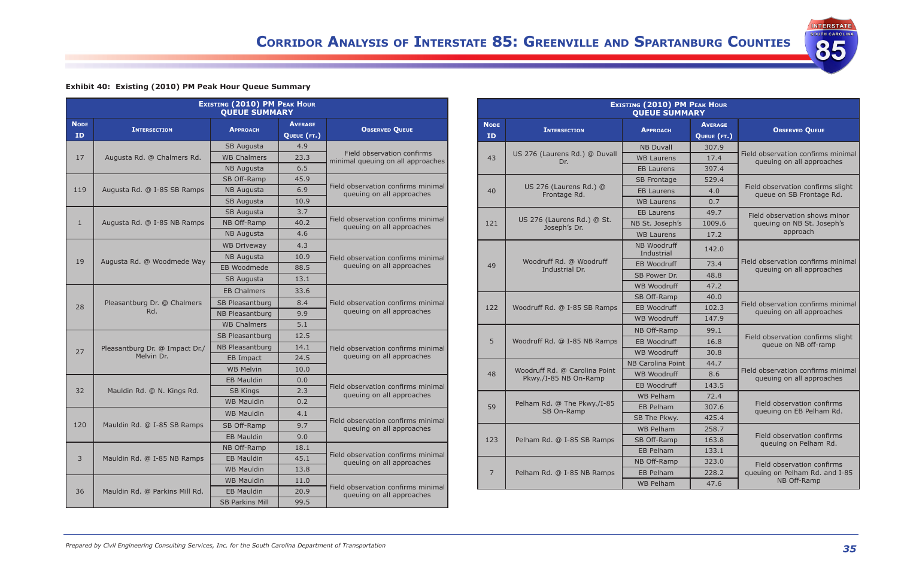**Exhibit 40: Existing (2010) PM Peak Hour Queue Summary**

| Node ID | Intersection | Approach | Average Queue (ft.) | Observed Queue |
|---|---|---|---|---|
| 17 | Augusta Rd. @ Chalmers Rd. | SB Augusta | 4.9 | Field observation confirms minimal queuing on all approaches |
| | | WB Chalmers | 23.3 | |
| | | NB Augusta | 6.5 | |
| 119 | Augusta Rd. @ I-85 SB Ramps | SB Off-Ramp | 45.9 | Field observation confirms minimal queuing on all approaches |
| | | NB Augusta | 6.9 | |
| | | SB Augusta | 10.9 | |
| 1 | Augusta Rd. @ I-85 NB Ramps | SB Augusta | 3.7 | Field observation confirms minimal queuing on all approaches |
| | | NB Off-Ramp | 40.2 | |
| | | NB Augusta | 4.6 | |
| 19 | Augusta Rd. @ Woodmede Way | WB Driveway | 4.3 | Field observation confirms minimal queuing on all approaches |
| | | NB Augusta | 10.9 | |
| | | EB Woodmede | 88.5 | |
| | | SB Augusta | 13.1 | |
| 28 | Pleasantburg Dr. @ Chalmers Rd. | EB Chalmers | 33.6 | Field observation confirms minimal queuing on all approaches |
| | | SB Pleasantburg | 8.4 | |
| | | NB Pleasantburg | 9.9 | |
| | | WB Chalmers | 5.1 | |
| 27 | Pleasantburg Dr. @ Impact Dr./ Melvin Dr. | SB Pleasantburg | 12.5 | Field observation confirms minimal queuing on all approaches |
| | | NB Pleasantburg | 14.1 | |
| | | EB Impact | 24.5 | |
| | | WB Melvin | 10.0 | |
| 32 | Mauldin Rd. @ N. Kings Rd. | EB Mauldin | 0.0 | Field observation confirms minimal queuing on all approaches |
| | | SB Kings | 2.3 | |
| | | WB Mauldin | 0.2 | |
| 120 | Mauldin Rd. @ I-85 SB Ramps | WB Mauldin | 4.1 | Field observation confirms minimal queuing on all approaches |
| | | SB Off-Ramp | 9.7 | |
| | | EB Mauldin | 9.0 | |
| 3 | Mauldin Rd. @ I-85 NB Ramps | NB Off-Ramp | 18.1 | Field observation confirms minimal queuing on all approaches |
| | | EB Mauldin | 45.1 | |
| | | WB Mauldin | 13.8 | |
| 36 | Mauldin Rd. @ Parkins Mill Rd. | WB Mauldin | 11.0 | Field observation confirms minimal queuing on all approaches |
| | | EB Mauldin | 20.9 | |
| | | SB Parkins Mill | 99.5 | |
| 43 | US 276 (Laurens Rd.) @ Duvall Dr. | NB Duvall | 307.9 | Field observation confirms minimal queuing on all approaches |
| | | WB Laurens | 17.4 | |
| | | EB Laurens | 397.4 | |
| 40 | US 276 (Laurens Rd.) @ Frontage Rd. | SB Frontage | 529.4 | Field observation confirms slight queue on SB Frontage Rd. |
| | | EB Laurens | 4.0 | |
| | | WB Laurens | 0.7 | |
| 121 | US 276 (Laurens Rd.) @ St. Joseph's Dr. | EB Laurens | 49.7 | Field observation shows minor queuing on NB St. Joseph's approach |
| | | NB St. Joseph's | 1009.6 | |
| | | WB Laurens | 17.2 | |
| 49 | Woodruff Rd. @ Woodruff Industrial Dr. | NB Woodruff Industrial | 142.0 | Field observation confirms minimal queuing on all approaches |
| | | EB Woodruff | 73.4 | |
| | | SB Power Dr. | 48.8 | |
| | | WB Woodruff | 47.2 | |
| 122 | Woodruff Rd. @ I-85 SB Ramps | SB Off-Ramp | 40.0 | Field observation confirms minimal queuing on all approaches |
| | | EB Woodruff | 102.3 | |
| | | WB Woodruff | 147.9 | |
| 5 | Woodruff Rd. @ I-85 NB Ramps | NB Off-Ramp | 99.1 | Field observation confirms slight queue on NB off-ramp |
| | | EB Woodruff | 16.8 | |
| | | WB Woodruff | 30.8 | |
| 48 | Woodruff Rd. @ Carolina Point Pkwy./I-85 NB On-Ramp | NB Carolina Point | 44.7 | Field observation confirms minimal queuing on all approaches |
| | | WB Woodruff | 8.6 | |
| | | EB Woodruff | 143.5 | |
| 59 | Pelham Rd. @ The Pkwy./I-85 SB On-Ramp | WB Pelham | 72.4 | Field observation confirms queuing on EB Pelham Rd. |
| | | EB Pelham | 307.6 | |
| | | SB The Pkwy. | 425.4 | |
| 123 | Pelham Rd. @ I-85 SB Ramps | WB Pelham | 258.7 | Field observation confirms queuing on Pelham Rd. |
| | | SB Off-Ramp | 163.8 | |
| | | EB Pelham | 133.1 | |
| 7 | Pelham Rd. @ I-85 NB Ramps | NB Off-Ramp | 323.0 | Field observation confirms queuing on Pelham Rd. and I-85 NB Off-Ramp |
| | | EB Pelham | 228.2 | |
| | | WB Pelham | 47.6 | |

*Prepared by Civil Engineering Consulting Services, Inc. for the South Carolina Department of Transportation*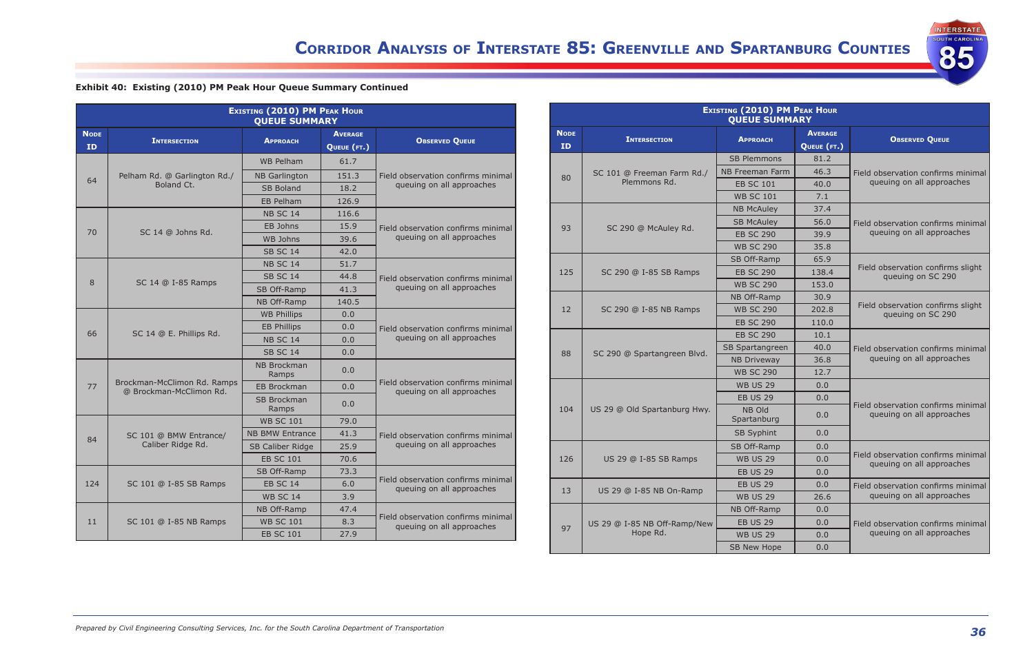**Exhibit 40: Existing (2010) PM Peak Hour Queue Summary Continued**

| Existing (2010) PM Peak Hour Queue Summary | | | | |
|---|---|---|---|---|
| Node ID | Intersection | Approach | Average Queue (ft.) | Observed Queue |
| 64 | Pelham Rd. @ Garlington Rd./ Boland Ct. | WB Pelham | 61.7 | Field observation confirms minimal queuing on all approaches |
| | | NB Garlington | 151.3 | |
| | | SB Boland | 18.2 | |
| | | EB Pelham | 126.9 | |
| 70 | SC 14 @ Johns Rd. | NB SC 14 | 116.6 | Field observation confirms minimal queuing on all approaches |
| | | EB Johns | 15.9 | |
| | | WB Johns | 39.6 | |
| | | SB SC 14 | 42.0 | |
| 8 | SC 14 @ I-85 Ramps | NB SC 14 | 51.7 | Field observation confirms minimal queuing on all approaches |
| | | SB SC 14 | 44.8 | |
| | | SB Off-Ramp | 41.3 | |
| | | NB Off-Ramp | 140.5 | |
| 66 | SC 14 @ E. Phillips Rd. | WB Phillips | 0.0 | Field observation confirms minimal queuing on all approaches |
| | | EB Phillips | 0.0 | |
| | | NB SC 14 | 0.0 | |
| | | SB SC 14 | 0.0 | |
| 77 | Brockman-McClimon Rd. Ramps @ Brockman-McClimon Rd. | NB Brockman Ramps | 0.0 | Field observation confirms minimal queuing on all approaches |
| | | EB Brockman | 0.0 | |
| | | SB Brockman Ramps | 0.0 | |
| 84 | SC 101 @ BMW Entrance/ Caliber Ridge Rd. | WB SC 101 | 79.0 | Field observation confirms minimal queuing on all approaches |
| | | NB BMW Entrance | 41.3 | |
| | | SB Caliber Ridge | 25.9 | |
| | | EB SC 101 | 70.6 | |
| 124 | SC 101 @ I-85 SB Ramps | SB Off-Ramp | 73.3 | Field observation confirms minimal queuing on all approaches |
| | | EB SC 14 | 6.0 | |
| | | WB SC 14 | 3.9 | |
| 11 | SC 101 @ I-85 NB Ramps | NB Off-Ramp | 47.4 | Field observation confirms minimal queuing on all approaches |
| | | WB SC 101 | 8.3 | |
| | | EB SC 101 | 27.9 | |

| Existing (2010) PM Peak Hour Queue Summary | | | | |
|---|---|---|---|---|
| Node ID | Intersection | Approach | Average Queue (ft.) | Observed Queue |
| 80 | SC 101 @ Freeman Farm Rd./ Plemmons Rd. | SB Plemmons | 81.2 | Field observation confirms minimal queuing on all approaches |
| | | NB Freeman Farm | 46.3 | |
| | | EB SC 101 | 40.0 | |
| | | WB SC 101 | 7.1 | |
| 93 | SC 290 @ McAuley Rd. | NB McAuley | 37.4 | Field observation confirms minimal queuing on all approaches |
| | | SB McAuley | 56.0 | |
| | | EB SC 290 | 39.9 | |
| | | WB SC 290 | 35.8 | |
| 125 | SC 290 @ I-85 SB Ramps | SB Off-Ramp | 65.9 | Field observation confirms slight queuing on SC 290 |
| | | EB SC 290 | 138.4 | |
| | | WB SC 290 | 153.0 | |
| 12 | SC 290 @ I-85 NB Ramps | NB Off-Ramp | 30.9 | Field observation confirms slight queuing on SC 290 |
| | | WB SC 290 | 202.8 | |
| | | EB SC 290 | 110.0 | |
| 88 | SC 290 @ Spartangreen Blvd. | EB SC 290 | 10.1 | Field observation confirms minimal queuing on all approaches |
| | | SB Spartangreen | 40.0 | |
| | | NB Driveway | 36.8 | |
| | | WB SC 290 | 12.7 | |
| 104 | US 29 @ Old Spartanburg Hwy. | WB US 29 | 0.0 | Field observation confirms minimal queuing on all approaches |
| | | EB US 29 | 0.0 | |
| | | NB Old Spartanburg | 0.0 | |
| | | SB Syphint | 0.0 | |
| 126 | US 29 @ I-85 SB Ramps | SB Off-Ramp | 0.0 | Field observation confirms minimal queuing on all approaches |
| | | WB US 29 | 0.0 | |
| | | EB US 29 | 0.0 | |
| 13 | US 29 @ I-85 NB On-Ramp | EB US 29 | 0.0 | Field observation confirms minimal queuing on all approaches |
| | | WB US 29 | 26.6 | |
| 97 | US 29 @ I-85 NB Off-Ramp/New Hope Rd. | NB Off-Ramp | 0.0 | Field observation confirms minimal queuing on all approaches |
| | | EB US 29 | 0.0 | |
| | | WB US 29 | 0.0 | |
| | | SB New Hope | 0.0 | |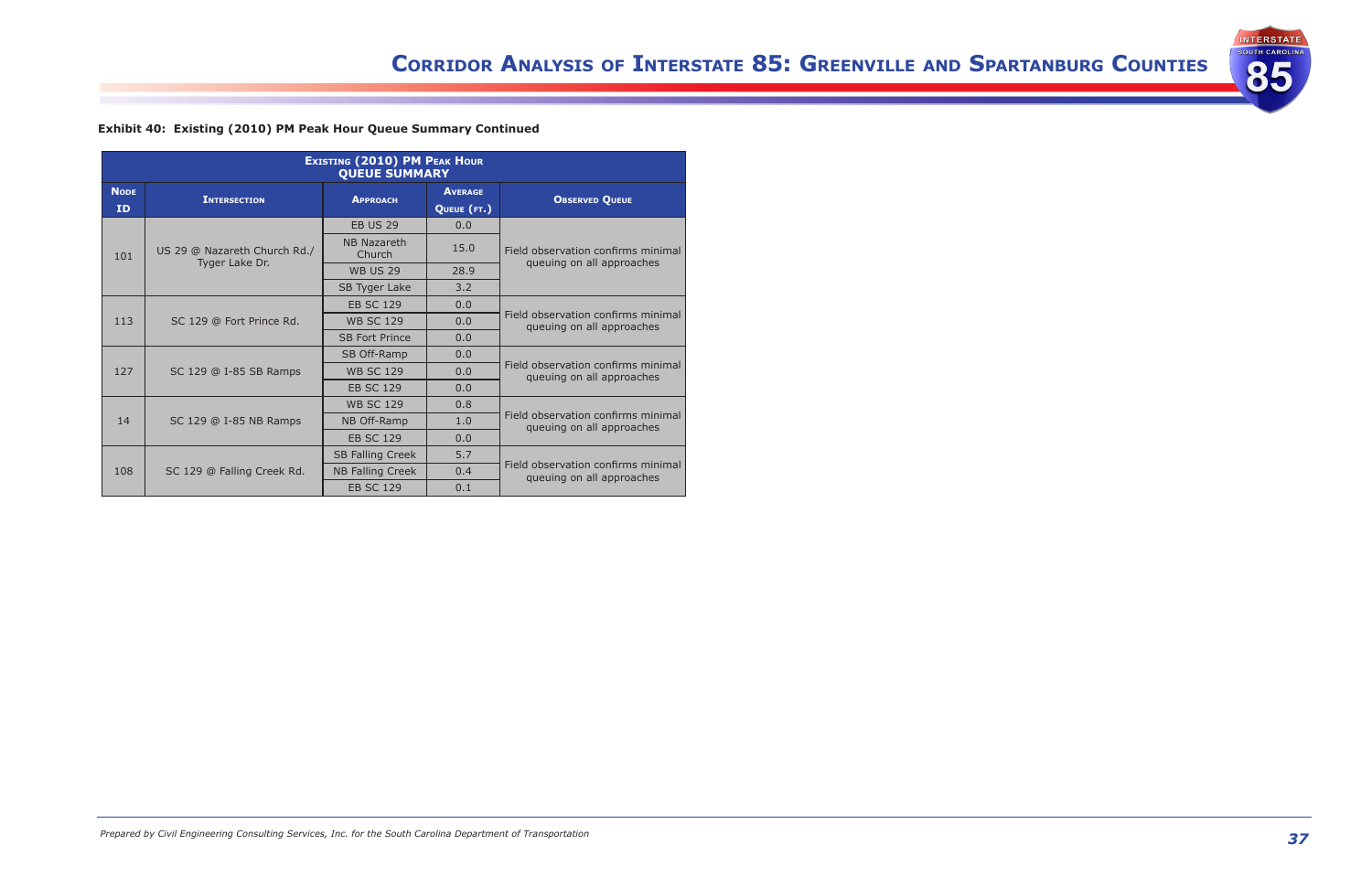**Exhibit 40: Existing (2010) PM Peak Hour Queue Summary Continued**

| Existing (2010) PM Peak Hour Queue Summary | | | | |
|---|---|---|---|---|
| Node ID | Intersection | Approach | Average Queue (ft.) | Observed Queue |
| 101 | US 29 @ Nazareth Church Rd./ Tyger Lake Dr. | EB US 29 | 0.0 | Field observation confirms minimal queuing on all approaches |
| | | NB Nazareth Church | 15.0 | |
| | | WB US 29 | 28.9 | |
| | | SB Tyger Lake | 3.2 | |
| 113 | SC 129 @ Fort Prince Rd. | EB SC 129 | 0.0 | Field observation confirms minimal queuing on all approaches |
| | | WB SC 129 | 0.0 | |
| | | SB Fort Prince | 0.0 | |
| 127 | SC 129 @ I-85 SB Ramps | SB Off-Ramp | 0.0 | Field observation confirms minimal queuing on all approaches |
| | | WB SC 129 | 0.0 | |
| | | EB SC 129 | 0.0 | |
| 14 | SC 129 @ I-85 NB Ramps | WB SC 129 | 0.8 | Field observation confirms minimal queuing on all approaches |
| | | NB Off-Ramp | 1.0 | |
| | | EB SC 129 | 0.0 | |
| 108 | SC 129 @ Falling Creek Rd. | SB Falling Creek | 5.7 | Field observation confirms minimal queuing on all approaches |
| | | NB Falling Creek | 0.4 | |
| | | EB SC 129 | 0.1 | |